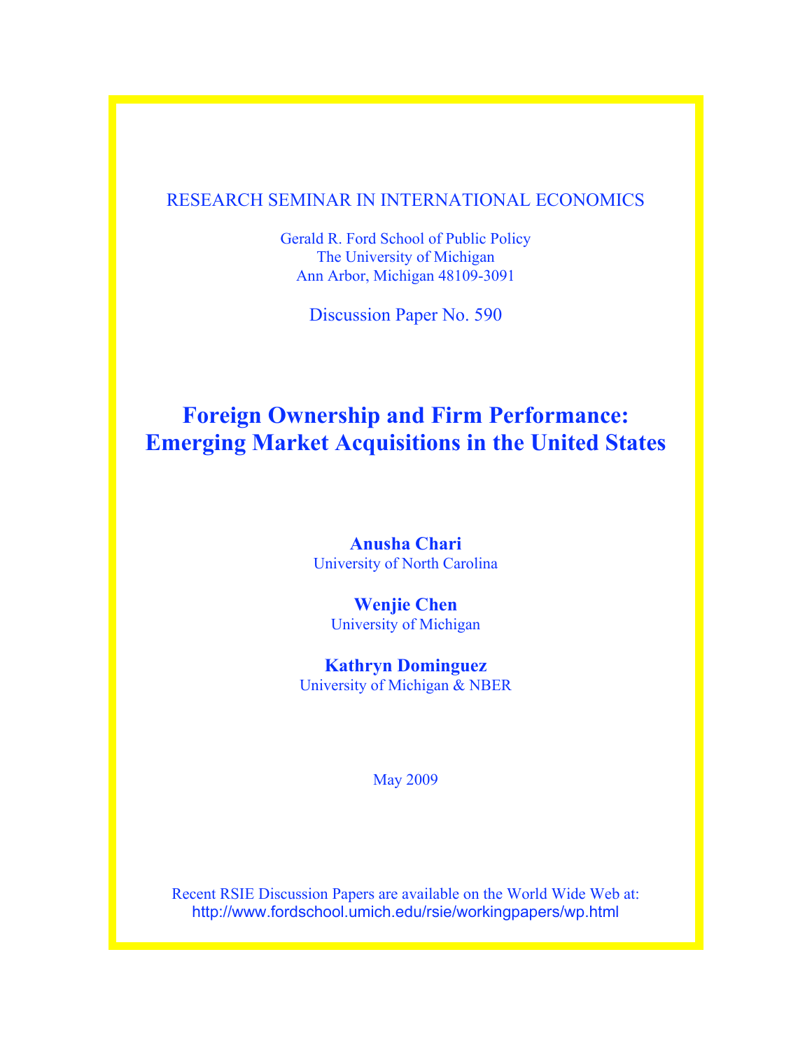RESEARCH SEMINAR IN INTERNATIONAL ECONOMICS

Gerald R. Ford School of Public Policy
The University of Michigan
Ann Arbor, Michigan 48109-3091

Discussion Paper No. 590

# Foreign Ownership and Firm Performance: Emerging Market Acquisitions in the United States

**Anusha Chari**
University of North Carolina

**Wenjie Chen**
University of Michigan

**Kathryn Dominguez**
University of Michigan & NBER

May 2009

Recent RSIE Discussion Papers are available on the World Wide Web at:
http://www.fordschool.umich.edu/rsie/workingpapers/wp.html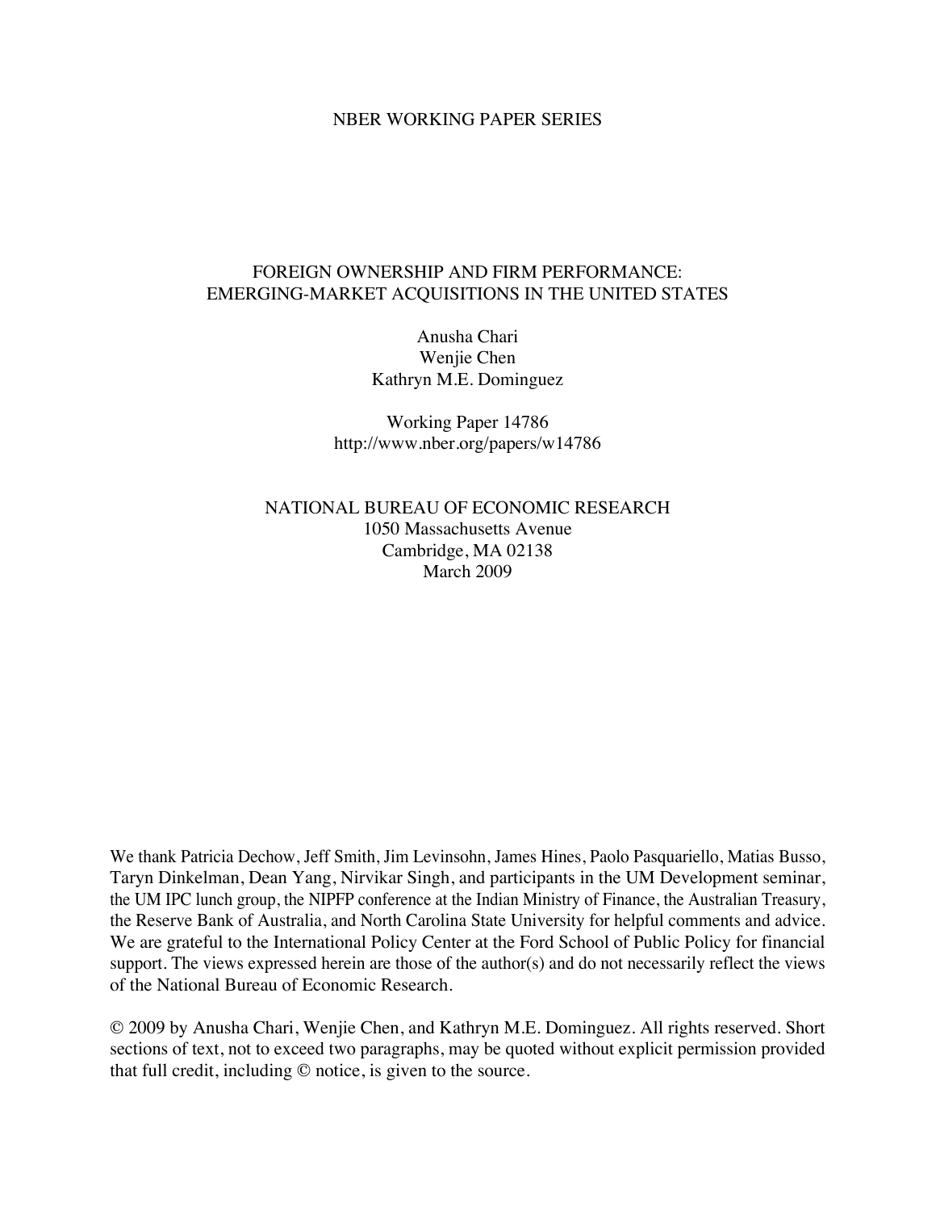NBER WORKING PAPER SERIES

# FOREIGN OWNERSHIP AND FIRM PERFORMANCE: EMERGING-MARKET ACQUISITIONS IN THE UNITED STATES

Anusha Chari
Wenjie Chen
Kathryn M.E. Dominguez

Working Paper 14786
http://www.nber.org/papers/w14786

NATIONAL BUREAU OF ECONOMIC RESEARCH
1050 Massachusetts Avenue
Cambridge, MA 02138
March 2009

We thank Patricia Dechow, Jeff Smith, Jim Levinsohn, James Hines, Paolo Pasquariello, Matias Busso, Taryn Dinkelman, Dean Yang, Nirvikar Singh, and participants in the UM Development seminar, the UM IPC lunch group, the NIPFP conference at the Indian Ministry of Finance, the Australian Treasury, the Reserve Bank of Australia, and North Carolina State University for helpful comments and advice. We are grateful to the International Policy Center at the Ford School of Public Policy for financial support. The views expressed herein are those of the author(s) and do not necessarily reflect the views of the National Bureau of Economic Research.

© 2009 by Anusha Chari, Wenjie Chen, and Kathryn M.E. Dominguez. All rights reserved. Short sections of text, not to exceed two paragraphs, may be quoted without explicit permission provided that full credit, including © notice, is given to the source.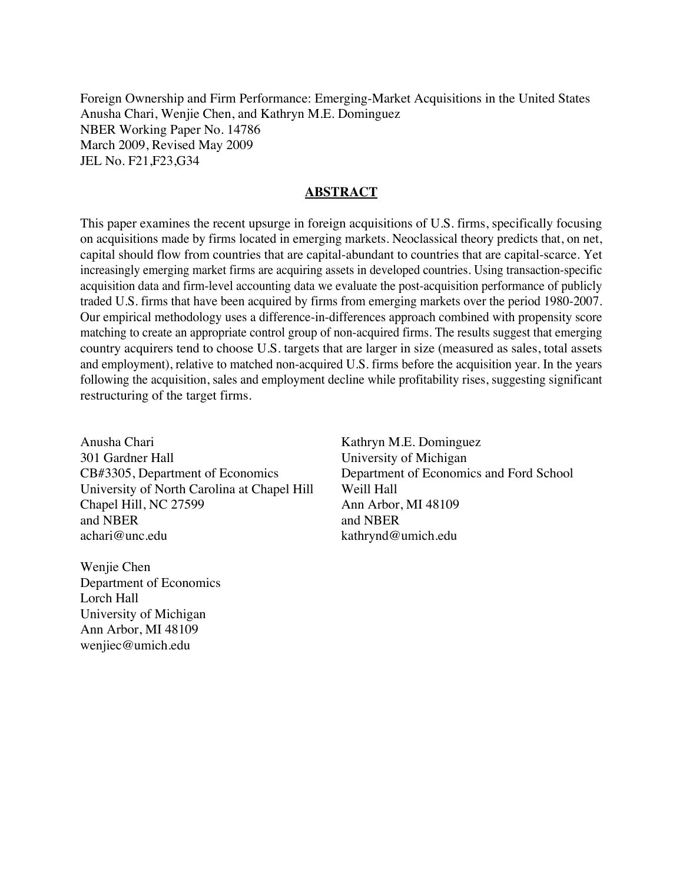Foreign Ownership and Firm Performance: Emerging-Market Acquisitions in the United States
Anusha Chari, Wenjie Chen, and Kathryn M.E. Dominguez
NBER Working Paper No. 14786
March 2009, Revised May 2009
JEL No. F21,F23,G34

## ABSTRACT

This paper examines the recent upsurge in foreign acquisitions of U.S. firms, specifically focusing on acquisitions made by firms located in emerging markets. Neoclassical theory predicts that, on net, capital should flow from countries that are capital-abundant to countries that are capital-scarce. Yet increasingly emerging market firms are acquiring assets in developed countries. Using transaction-specific acquisition data and firm-level accounting data we evaluate the post-acquisition performance of publicly traded U.S. firms that have been acquired by firms from emerging markets over the period 1980-2007. Our empirical methodology uses a difference-in-differences approach combined with propensity score matching to create an appropriate control group of non-acquired firms. The results suggest that emerging country acquirers tend to choose U.S. targets that are larger in size (measured as sales, total assets and employment), relative to matched non-acquired U.S. firms before the acquisition year. In the years following the acquisition, sales and employment decline while profitability rises, suggesting significant restructuring of the target firms.

Anusha Chari
301 Gardner Hall
CB#3305, Department of Economics
University of North Carolina at Chapel Hill
Chapel Hill, NC 27599
and NBER
achari@unc.edu

Wenjie Chen
Department of Economics
Lorch Hall
University of Michigan
Ann Arbor, MI 48109
wenjiec@umich.edu

Kathryn M.E. Dominguez
University of Michigan
Department of Economics and Ford School
Weill Hall
Ann Arbor, MI 48109
and NBER
kathrynd@umich.edu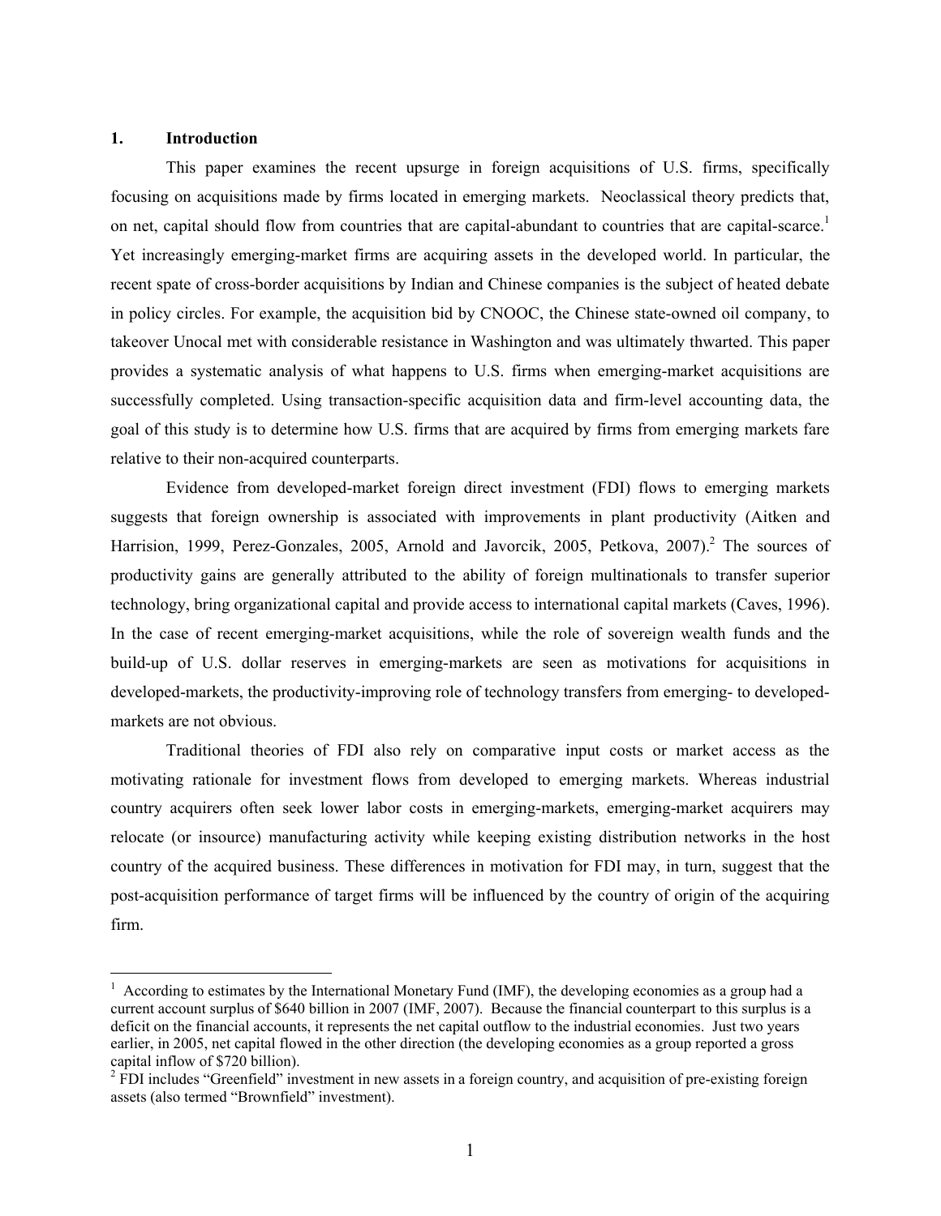## 1. Introduction

This paper examines the recent upsurge in foreign acquisitions of U.S. firms, specifically focusing on acquisitions made by firms located in emerging markets. Neoclassical theory predicts that, on net, capital should flow from countries that are capital-abundant to countries that are capital-scarce.[1] Yet increasingly emerging-market firms are acquiring assets in the developed world. In particular, the recent spate of cross-border acquisitions by Indian and Chinese companies is the subject of heated debate in policy circles. For example, the acquisition bid by CNOOC, the Chinese state-owned oil company, to takeover Unocal met with considerable resistance in Washington and was ultimately thwarted. This paper provides a systematic analysis of what happens to U.S. firms when emerging-market acquisitions are successfully completed. Using transaction-specific acquisition data and firm-level accounting data, the goal of this study is to determine how U.S. firms that are acquired by firms from emerging markets fare relative to their non-acquired counterparts.

Evidence from developed-market foreign direct investment (FDI) flows to emerging markets suggests that foreign ownership is associated with improvements in plant productivity (Aitken and Harrision, 1999, Perez-Gonzales, 2005, Arnold and Javorcik, 2005, Petkova, 2007).[2] The sources of productivity gains are generally attributed to the ability of foreign multinationals to transfer superior technology, bring organizational capital and provide access to international capital markets (Caves, 1996). In the case of recent emerging-market acquisitions, while the role of sovereign wealth funds and the build-up of U.S. dollar reserves in emerging-markets are seen as motivations for acquisitions in developed-markets, the productivity-improving role of technology transfers from emerging- to developed-markets are not obvious.

Traditional theories of FDI also rely on comparative input costs or market access as the motivating rationale for investment flows from developed to emerging markets. Whereas industrial country acquirers often seek lower labor costs in emerging-markets, emerging-market acquirers may relocate (or insource) manufacturing activity while keeping existing distribution networks in the host country of the acquired business. These differences in motivation for FDI may, in turn, suggest that the post-acquisition performance of target firms will be influenced by the country of origin of the acquiring firm.

---

[1] According to estimates by the International Monetary Fund (IMF), the developing economies as a group had a current account surplus of $640 billion in 2007 (IMF, 2007). Because the financial counterpart to this surplus is a deficit on the financial accounts, it represents the net capital outflow to the industrial economies. Just two years earlier, in 2005, net capital flowed in the other direction (the developing economies as a group reported a gross capital inflow of $720 billion).

[2] FDI includes "Greenfield" investment in new assets in a foreign country, and acquisition of pre-existing foreign assets (also termed "Brownfield" investment).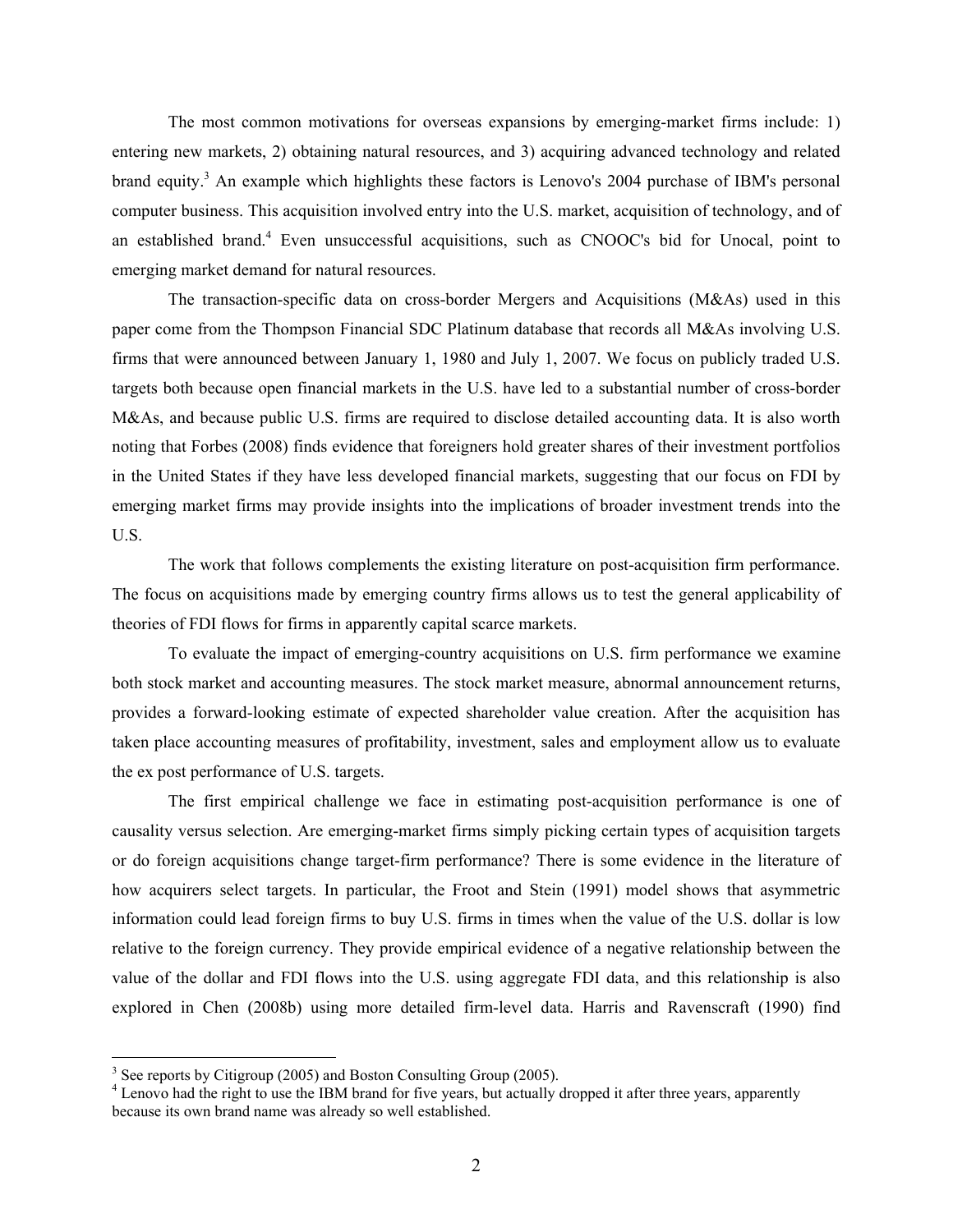The most common motivations for overseas expansions by emerging-market firms include: 1) entering new markets, 2) obtaining natural resources, and 3) acquiring advanced technology and related brand equity.[3] An example which highlights these factors is Lenovo's 2004 purchase of IBM's personal computer business. This acquisition involved entry into the U.S. market, acquisition of technology, and of an established brand.[4] Even unsuccessful acquisitions, such as CNOOC's bid for Unocal, point to emerging market demand for natural resources.

The transaction-specific data on cross-border Mergers and Acquisitions (M&As) used in this paper come from the Thompson Financial SDC Platinum database that records all M&As involving U.S. firms that were announced between January 1, 1980 and July 1, 2007. We focus on publicly traded U.S. targets both because open financial markets in the U.S. have led to a substantial number of cross-border M&As, and because public U.S. firms are required to disclose detailed accounting data. It is also worth noting that Forbes (2008) finds evidence that foreigners hold greater shares of their investment portfolios in the United States if they have less developed financial markets, suggesting that our focus on FDI by emerging market firms may provide insights into the implications of broader investment trends into the U.S.

The work that follows complements the existing literature on post-acquisition firm performance. The focus on acquisitions made by emerging country firms allows us to test the general applicability of theories of FDI flows for firms in apparently capital scarce markets.

To evaluate the impact of emerging-country acquisitions on U.S. firm performance we examine both stock market and accounting measures. The stock market measure, abnormal announcement returns, provides a forward-looking estimate of expected shareholder value creation. After the acquisition has taken place accounting measures of profitability, investment, sales and employment allow us to evaluate the ex post performance of U.S. targets.

The first empirical challenge we face in estimating post-acquisition performance is one of causality versus selection. Are emerging-market firms simply picking certain types of acquisition targets or do foreign acquisitions change target-firm performance? There is some evidence in the literature of how acquirers select targets. In particular, the Froot and Stein (1991) model shows that asymmetric information could lead foreign firms to buy U.S. firms in times when the value of the U.S. dollar is low relative to the foreign currency. They provide empirical evidence of a negative relationship between the value of the dollar and FDI flows into the U.S. using aggregate FDI data, and this relationship is also explored in Chen (2008b) using more detailed firm-level data. Harris and Ravenscraft (1990) find

---

[3] See reports by Citigroup (2005) and Boston Consulting Group (2005).

[4] Lenovo had the right to use the IBM brand for five years, but actually dropped it after three years, apparently because its own brand name was already so well established.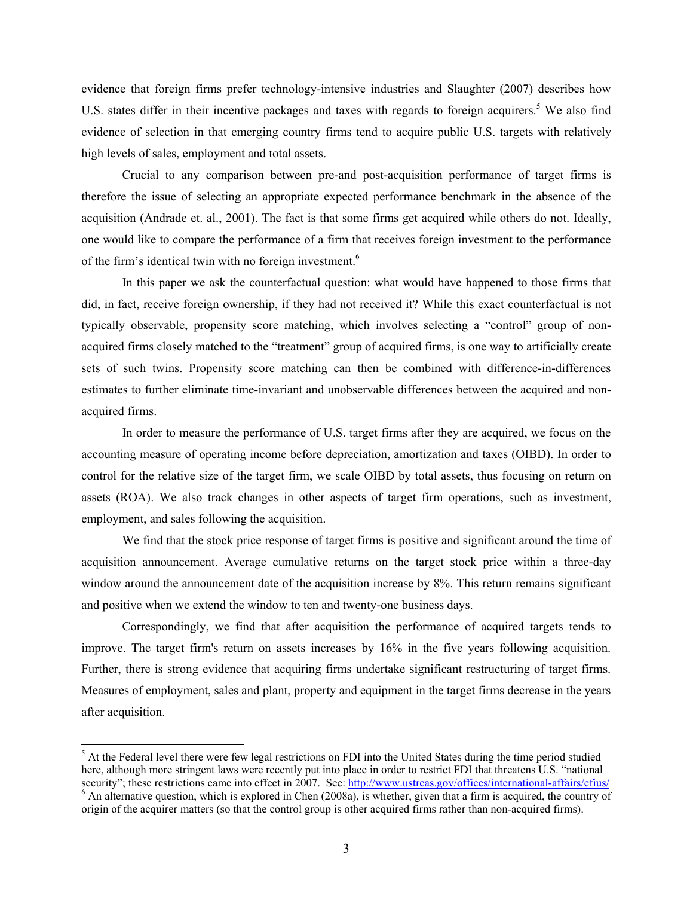evidence that foreign firms prefer technology-intensive industries and Slaughter (2007) describes how U.S. states differ in their incentive packages and taxes with regards to foreign acquirers.[5] We also find evidence of selection in that emerging country firms tend to acquire public U.S. targets with relatively high levels of sales, employment and total assets.

Crucial to any comparison between pre-and post-acquisition performance of target firms is therefore the issue of selecting an appropriate expected performance benchmark in the absence of the acquisition (Andrade et. al., 2001). The fact is that some firms get acquired while others do not. Ideally, one would like to compare the performance of a firm that receives foreign investment to the performance of the firm's identical twin with no foreign investment.[6]

In this paper we ask the counterfactual question: what would have happened to those firms that did, in fact, receive foreign ownership, if they had not received it? While this exact counterfactual is not typically observable, propensity score matching, which involves selecting a "control" group of non-acquired firms closely matched to the "treatment" group of acquired firms, is one way to artificially create sets of such twins. Propensity score matching can then be combined with difference-in-differences estimates to further eliminate time-invariant and unobservable differences between the acquired and non-acquired firms.

In order to measure the performance of U.S. target firms after they are acquired, we focus on the accounting measure of operating income before depreciation, amortization and taxes (OIBD). In order to control for the relative size of the target firm, we scale OIBD by total assets, thus focusing on return on assets (ROA). We also track changes in other aspects of target firm operations, such as investment, employment, and sales following the acquisition.

We find that the stock price response of target firms is positive and significant around the time of acquisition announcement. Average cumulative returns on the target stock price within a three-day window around the announcement date of the acquisition increase by 8%. This return remains significant and positive when we extend the window to ten and twenty-one business days.

Correspondingly, we find that after acquisition the performance of acquired targets tends to improve. The target firm's return on assets increases by 16% in the five years following acquisition. Further, there is strong evidence that acquiring firms undertake significant restructuring of target firms. Measures of employment, sales and plant, property and equipment in the target firms decrease in the years after acquisition.

---

[5] At the Federal level there were few legal restrictions on FDI into the United States during the time period studied here, although more stringent laws were recently put into place in order to restrict FDI that threatens U.S. "national security"; these restrictions came into effect in 2007. See: http://www.ustreas.gov/offices/international-affairs/cfius/

[6] An alternative question, which is explored in Chen (2008a), is whether, given that a firm is acquired, the country of origin of the acquirer matters (so that the control group is other acquired firms rather than non-acquired firms).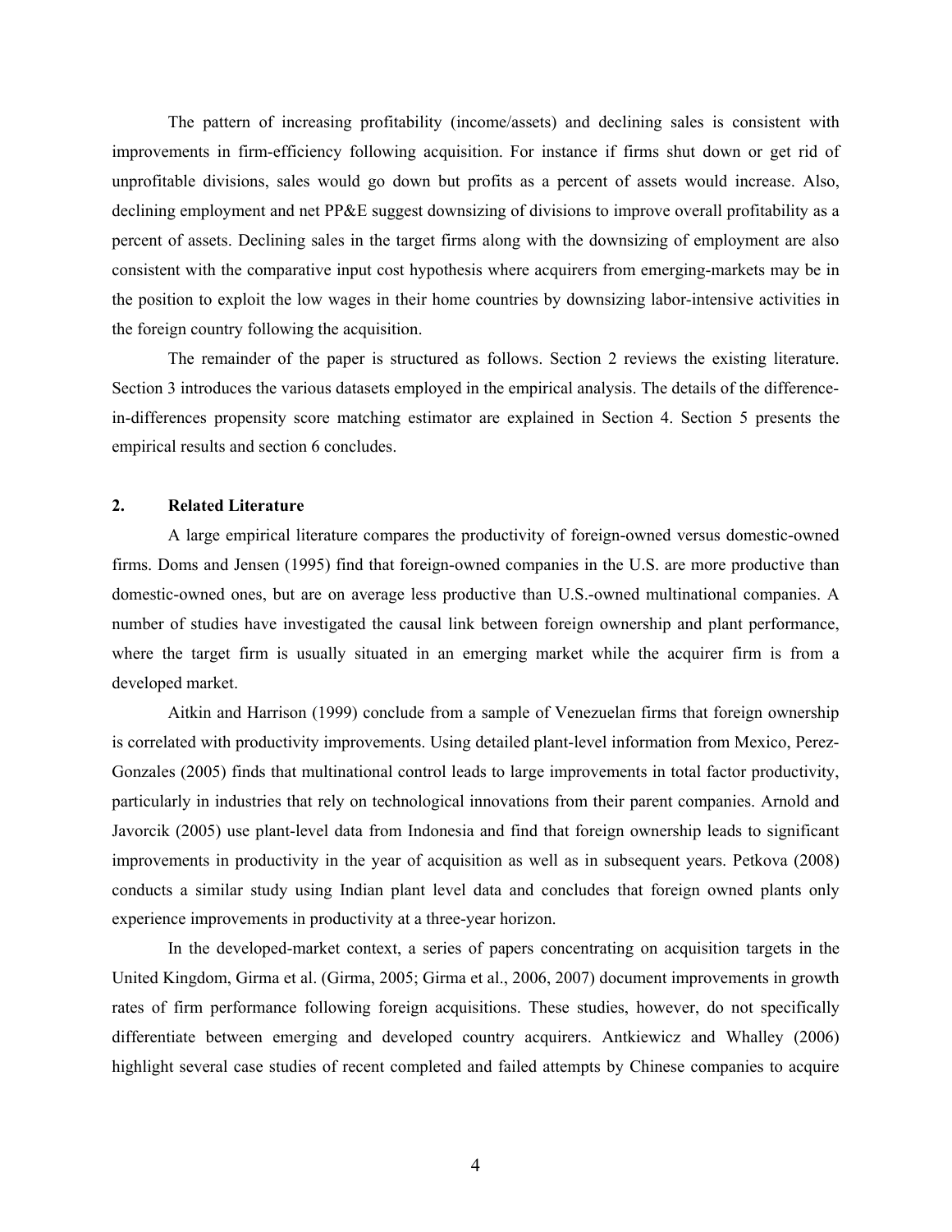The pattern of increasing profitability (income/assets) and declining sales is consistent with improvements in firm-efficiency following acquisition. For instance if firms shut down or get rid of unprofitable divisions, sales would go down but profits as a percent of assets would increase. Also, declining employment and net PP&E suggest downsizing of divisions to improve overall profitability as a percent of assets. Declining sales in the target firms along with the downsizing of employment are also consistent with the comparative input cost hypothesis where acquirers from emerging-markets may be in the position to exploit the low wages in their home countries by downsizing labor-intensive activities in the foreign country following the acquisition.

The remainder of the paper is structured as follows. Section 2 reviews the existing literature. Section 3 introduces the various datasets employed in the empirical analysis. The details of the difference-in-differences propensity score matching estimator are explained in Section 4. Section 5 presents the empirical results and section 6 concludes.

## 2. Related Literature

A large empirical literature compares the productivity of foreign-owned versus domestic-owned firms. Doms and Jensen (1995) find that foreign-owned companies in the U.S. are more productive than domestic-owned ones, but are on average less productive than U.S.-owned multinational companies. A number of studies have investigated the causal link between foreign ownership and plant performance, where the target firm is usually situated in an emerging market while the acquirer firm is from a developed market.

Aitkin and Harrison (1999) conclude from a sample of Venezuelan firms that foreign ownership is correlated with productivity improvements. Using detailed plant-level information from Mexico, Perez-Gonzales (2005) finds that multinational control leads to large improvements in total factor productivity, particularly in industries that rely on technological innovations from their parent companies. Arnold and Javorcik (2005) use plant-level data from Indonesia and find that foreign ownership leads to significant improvements in productivity in the year of acquisition as well as in subsequent years. Petkova (2008) conducts a similar study using Indian plant level data and concludes that foreign owned plants only experience improvements in productivity at a three-year horizon.

In the developed-market context, a series of papers concentrating on acquisition targets in the United Kingdom, Girma et al. (Girma, 2005; Girma et al., 2006, 2007) document improvements in growth rates of firm performance following foreign acquisitions. These studies, however, do not specifically differentiate between emerging and developed country acquirers. Antkiewicz and Whalley (2006) highlight several case studies of recent completed and failed attempts by Chinese companies to acquire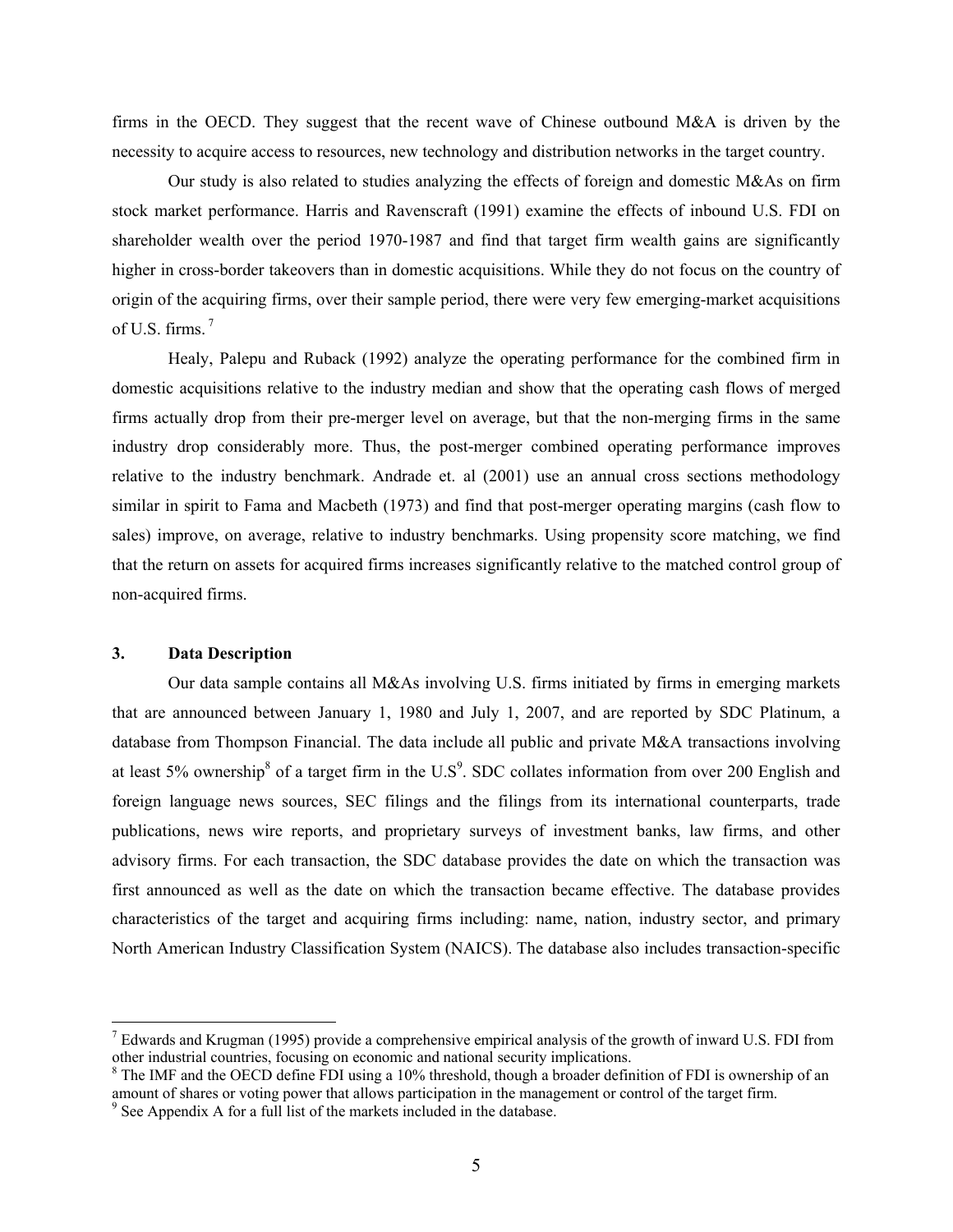firms in the OECD. They suggest that the recent wave of Chinese outbound M&A is driven by the necessity to acquire access to resources, new technology and distribution networks in the target country.

Our study is also related to studies analyzing the effects of foreign and domestic M&As on firm stock market performance. Harris and Ravenscraft (1991) examine the effects of inbound U.S. FDI on shareholder wealth over the period 1970-1987 and find that target firm wealth gains are significantly higher in cross-border takeovers than in domestic acquisitions. While they do not focus on the country of origin of the acquiring firms, over their sample period, there were very few emerging-market acquisitions of U.S. firms. [7]

Healy, Palepu and Ruback (1992) analyze the operating performance for the combined firm in domestic acquisitions relative to the industry median and show that the operating cash flows of merged firms actually drop from their pre-merger level on average, but that the non-merging firms in the same industry drop considerably more. Thus, the post-merger combined operating performance improves relative to the industry benchmark. Andrade et. al (2001) use an annual cross sections methodology similar in spirit to Fama and Macbeth (1973) and find that post-merger operating margins (cash flow to sales) improve, on average, relative to industry benchmarks. Using propensity score matching, we find that the return on assets for acquired firms increases significantly relative to the matched control group of non-acquired firms.

## 3. Data Description

Our data sample contains all M&As involving U.S. firms initiated by firms in emerging markets that are announced between January 1, 1980 and July 1, 2007, and are reported by SDC Platinum, a database from Thompson Financial. The data include all public and private M&A transactions involving at least 5% ownership[8] of a target firm in the U.S[9]. SDC collates information from over 200 English and foreign language news sources, SEC filings and the filings from its international counterparts, trade publications, news wire reports, and proprietary surveys of investment banks, law firms, and other advisory firms. For each transaction, the SDC database provides the date on which the transaction was first announced as well as the date on which the transaction became effective. The database provides characteristics of the target and acquiring firms including: name, nation, industry sector, and primary North American Industry Classification System (NAICS). The database also includes transaction-specific

---

[7] Edwards and Krugman (1995) provide a comprehensive empirical analysis of the growth of inward U.S. FDI from other industrial countries, focusing on economic and national security implications.

[8] The IMF and the OECD define FDI using a 10% threshold, though a broader definition of FDI is ownership of an amount of shares or voting power that allows participation in the management or control of the target firm.

[9] See Appendix A for a full list of the markets included in the database.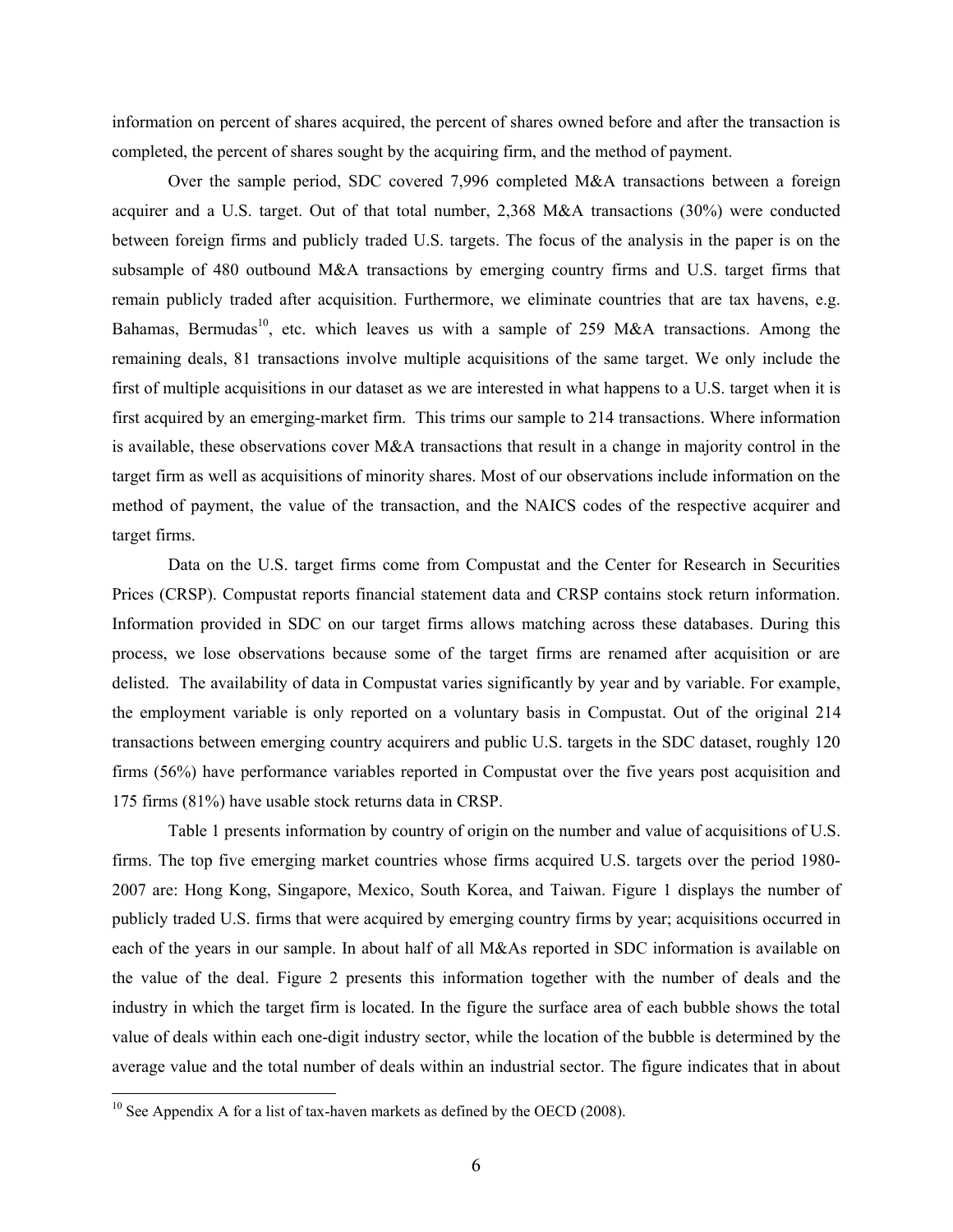information on percent of shares acquired, the percent of shares owned before and after the transaction is completed, the percent of shares sought by the acquiring firm, and the method of payment.

Over the sample period, SDC covered 7,996 completed M&A transactions between a foreign acquirer and a U.S. target. Out of that total number, 2,368 M&A transactions (30%) were conducted between foreign firms and publicly traded U.S. targets. The focus of the analysis in the paper is on the subsample of 480 outbound M&A transactions by emerging country firms and U.S. target firms that remain publicly traded after acquisition. Furthermore, we eliminate countries that are tax havens, e.g. Bahamas, Bermudas[10], etc. which leaves us with a sample of 259 M&A transactions. Among the remaining deals, 81 transactions involve multiple acquisitions of the same target. We only include the first of multiple acquisitions in our dataset as we are interested in what happens to a U.S. target when it is first acquired by an emerging-market firm. This trims our sample to 214 transactions. Where information is available, these observations cover M&A transactions that result in a change in majority control in the target firm as well as acquisitions of minority shares. Most of our observations include information on the method of payment, the value of the transaction, and the NAICS codes of the respective acquirer and target firms.

Data on the U.S. target firms come from Compustat and the Center for Research in Securities Prices (CRSP). Compustat reports financial statement data and CRSP contains stock return information. Information provided in SDC on our target firms allows matching across these databases. During this process, we lose observations because some of the target firms are renamed after acquisition or are delisted. The availability of data in Compustat varies significantly by year and by variable. For example, the employment variable is only reported on a voluntary basis in Compustat. Out of the original 214 transactions between emerging country acquirers and public U.S. targets in the SDC dataset, roughly 120 firms (56%) have performance variables reported in Compustat over the five years post acquisition and 175 firms (81%) have usable stock returns data in CRSP.

Table 1 presents information by country of origin on the number and value of acquisitions of U.S. firms. The top five emerging market countries whose firms acquired U.S. targets over the period 1980-2007 are: Hong Kong, Singapore, Mexico, South Korea, and Taiwan. Figure 1 displays the number of publicly traded U.S. firms that were acquired by emerging country firms by year; acquisitions occurred in each of the years in our sample. In about half of all M&As reported in SDC information is available on the value of the deal. Figure 2 presents this information together with the number of deals and the industry in which the target firm is located. In the figure the surface area of each bubble shows the total value of deals within each one-digit industry sector, while the location of the bubble is determined by the average value and the total number of deals within an industrial sector. The figure indicates that in about

[10] See Appendix A for a list of tax-haven markets as defined by the OECD (2008).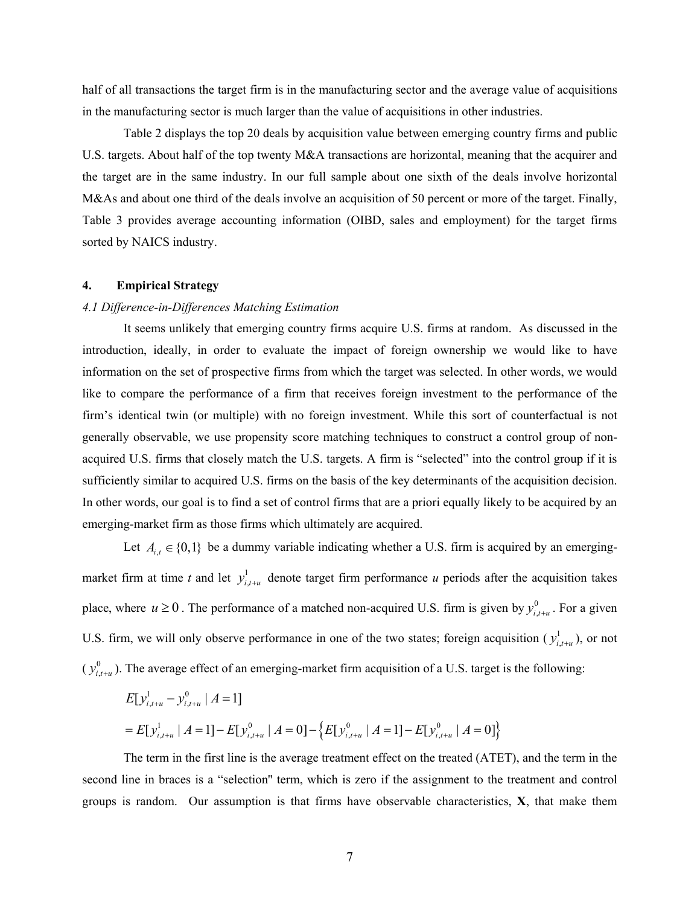half of all transactions the target firm is in the manufacturing sector and the average value of acquisitions in the manufacturing sector is much larger than the value of acquisitions in other industries.

Table 2 displays the top 20 deals by acquisition value between emerging country firms and public U.S. targets. About half of the top twenty M&A transactions are horizontal, meaning that the acquirer and the target are in the same industry. In our full sample about one sixth of the deals involve horizontal M&As and about one third of the deals involve an acquisition of 50 percent or more of the target. Finally, Table 3 provides average accounting information (OIBD, sales and employment) for the target firms sorted by NAICS industry.

## 4. Empirical Strategy

### *4.1 Difference-in-Differences Matching Estimation*

It seems unlikely that emerging country firms acquire U.S. firms at random. As discussed in the introduction, ideally, in order to evaluate the impact of foreign ownership we would like to have information on the set of prospective firms from which the target was selected. In other words, we would like to compare the performance of a firm that receives foreign investment to the performance of the firm's identical twin (or multiple) with no foreign investment. While this sort of counterfactual is not generally observable, we use propensity score matching techniques to construct a control group of non-acquired U.S. firms that closely match the U.S. targets. A firm is "selected" into the control group if it is sufficiently similar to acquired U.S. firms on the basis of the key determinants of the acquisition decision. In other words, our goal is to find a set of control firms that are a priori equally likely to be acquired by an emerging-market firm as those firms which ultimately are acquired.

Let $A_{i,t} \in \{0,1\}$ be a dummy variable indicating whether a U.S. firm is acquired by an emerging-market firm at time *t* and let $y^1_{i,t+u}$ denote target firm performance *u* periods after the acquisition takes place, where $u \geq 0$. The performance of a matched non-acquired U.S. firm is given by $y^0_{i,t+u}$. For a given U.S. firm, we will only observe performance in one of the two states; foreign acquisition ($y^1_{i,t+u}$), or not ($y^0_{i,t+u}$). The average effect of an emerging-market firm acquisition of a U.S. target is the following:

$$
\begin{aligned}
&E[y^1_{i,t+u} - y^0_{i,t+u} \mid A = 1] \\
&= E[y^1_{i,t+u} \mid A = 1] - E[y^0_{i,t+u} \mid A = 0] - \left\{ E[y^0_{i,t+u} \mid A = 1] - E[y^0_{i,t+u} \mid A = 0] \right\}
\end{aligned}
$$

The term in the first line is the average treatment effect on the treated (ATET), and the term in the second line in braces is a "selection" term, which is zero if the assignment to the treatment and control groups is random. Our assumption is that firms have observable characteristics, **X**, that make them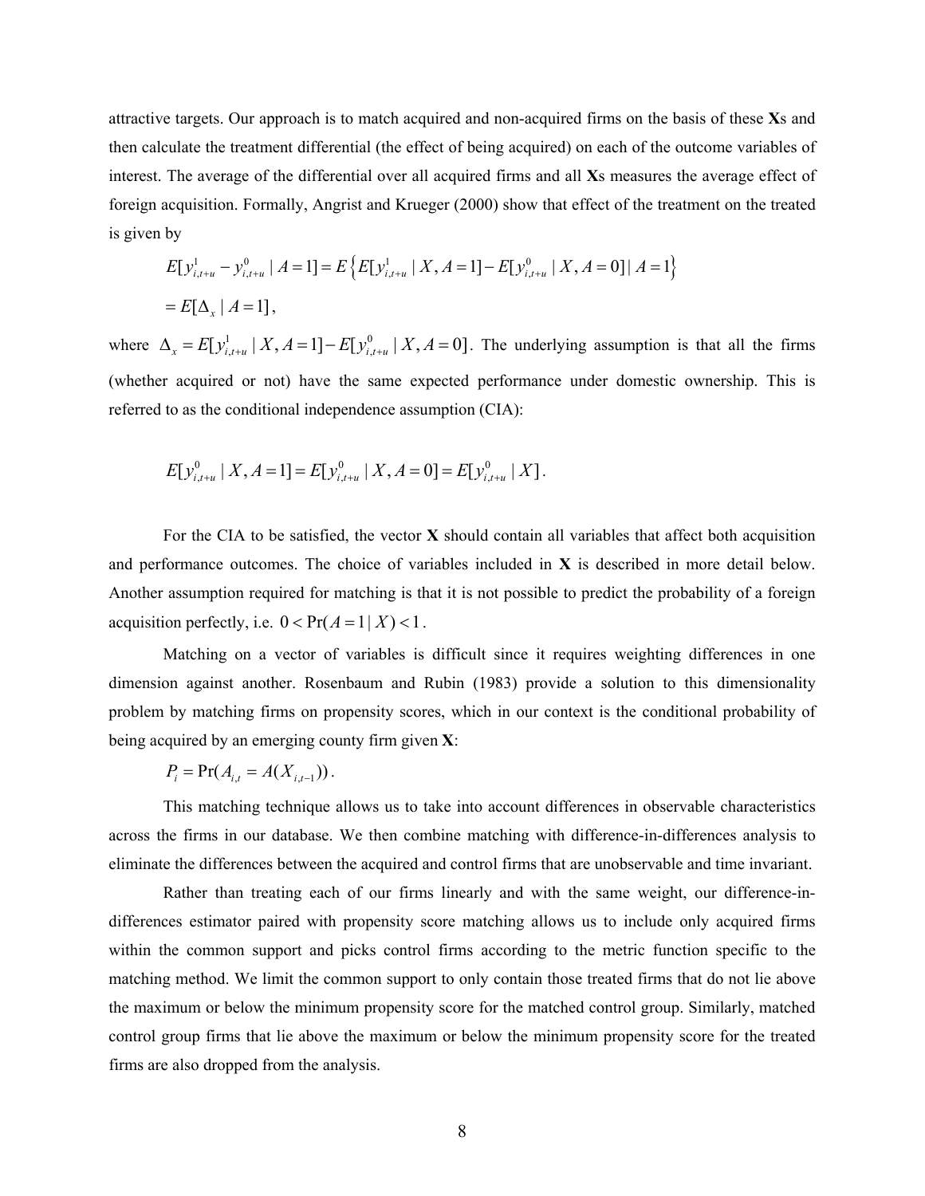attractive targets. Our approach is to match acquired and non-acquired firms on the basis of these **X**s and then calculate the treatment differential (the effect of being acquired) on each of the outcome variables of interest. The average of the differential over all acquired firms and all **X**s measures the average effect of foreign acquisition. Formally, Angrist and Krueger (2000) show that effect of the treatment on the treated is given by

$$E[y^1_{i,t+u} - y^0_{i,t+u} \mid A=1] = E\left\{E[y^1_{i,t+u} \mid X, A=1] - E[y^0_{i,t+u} \mid X, A=0] \mid A=1\right\}$$

$$= E[\Delta_x \mid A=1],$$

where $\Delta_x = E[y^1_{i,t+u} \mid X, A=1] - E[y^0_{i,t+u} \mid X, A=0]$. The underlying assumption is that all the firms (whether acquired or not) have the same expected performance under domestic ownership. This is referred to as the conditional independence assumption (CIA):

$$E[y^0_{i,t+u} \mid X, A=1] = E[y^0_{i,t+u} \mid X, A=0] = E[y^0_{i,t+u} \mid X].$$

For the CIA to be satisfied, the vector **X** should contain all variables that affect both acquisition and performance outcomes. The choice of variables included in **X** is described in more detail below. Another assumption required for matching is that it is not possible to predict the probability of a foreign acquisition perfectly, i.e. $0 < \Pr(A=1 \mid X) < 1$.

Matching on a vector of variables is difficult since it requires weighting differences in one dimension against another. Rosenbaum and Rubin (1983) provide a solution to this dimensionality problem by matching firms on propensity scores, which in our context is the conditional probability of being acquired by an emerging county firm given **X**:

$$P_i = \Pr(A_{i,t} = A(X_{i,t-1})).$$

This matching technique allows us to take into account differences in observable characteristics across the firms in our database. We then combine matching with difference-in-differences analysis to eliminate the differences between the acquired and control firms that are unobservable and time invariant.

Rather than treating each of our firms linearly and with the same weight, our difference-in-differences estimator paired with propensity score matching allows us to include only acquired firms within the common support and picks control firms according to the metric function specific to the matching method. We limit the common support to only contain those treated firms that do not lie above the maximum or below the minimum propensity score for the matched control group. Similarly, matched control group firms that lie above the maximum or below the minimum propensity score for the treated firms are also dropped from the analysis.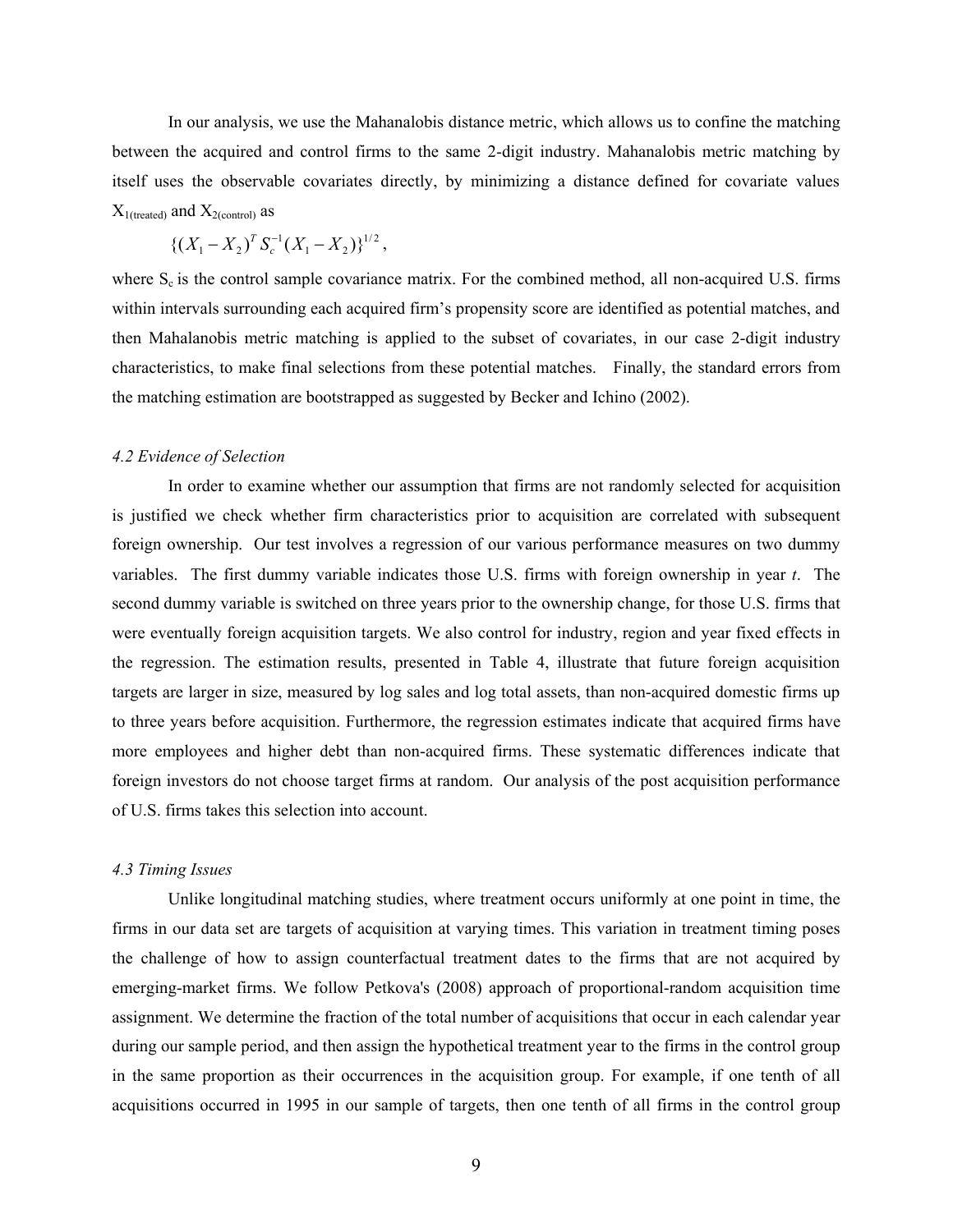In our analysis, we use the Mahanalobis distance metric, which allows us to confine the matching between the acquired and control firms to the same 2-digit industry. Mahalanobis metric matching by itself uses the observable covariates directly, by minimizing a distance defined for covariate values $X_{1(\text{treated})}$ and $X_{2(\text{control})}$ as

$$\{(X_1 - X_2)^T S_c^{-1}(X_1 - X_2)\}^{1/2},$$

where $S_c$ is the control sample covariance matrix. For the combined method, all non-acquired U.S. firms within intervals surrounding each acquired firm's propensity score are identified as potential matches, and then Mahalanobis metric matching is applied to the subset of covariates, in our case 2-digit industry characteristics, to make final selections from these potential matches. Finally, the standard errors from the matching estimation are bootstrapped as suggested by Becker and Ichino (2002).

### *4.2 Evidence of Selection*

In order to examine whether our assumption that firms are not randomly selected for acquisition is justified we check whether firm characteristics prior to acquisition are correlated with subsequent foreign ownership. Our test involves a regression of our various performance measures on two dummy variables. The first dummy variable indicates those U.S. firms with foreign ownership in year *t*. The second dummy variable is switched on three years prior to the ownership change, for those U.S. firms that were eventually foreign acquisition targets. We also control for industry, region and year fixed effects in the regression. The estimation results, presented in Table 4, illustrate that future foreign acquisition targets are larger in size, measured by log sales and log total assets, than non-acquired domestic firms up to three years before acquisition. Furthermore, the regression estimates indicate that acquired firms have more employees and higher debt than non-acquired firms. These systematic differences indicate that foreign investors do not choose target firms at random. Our analysis of the post acquisition performance of U.S. firms takes this selection into account.

### *4.3 Timing Issues*

Unlike longitudinal matching studies, where treatment occurs uniformly at one point in time, the firms in our data set are targets of acquisition at varying times. This variation in treatment timing poses the challenge of how to assign counterfactual treatment dates to the firms that are not acquired by emerging-market firms. We follow Petkova's (2008) approach of proportional-random acquisition time assignment. We determine the fraction of the total number of acquisitions that occur in each calendar year during our sample period, and then assign the hypothetical treatment year to the firms in the control group in the same proportion as their occurrences in the acquisition group. For example, if one tenth of all acquisitions occurred in 1995 in our sample of targets, then one tenth of all firms in the control group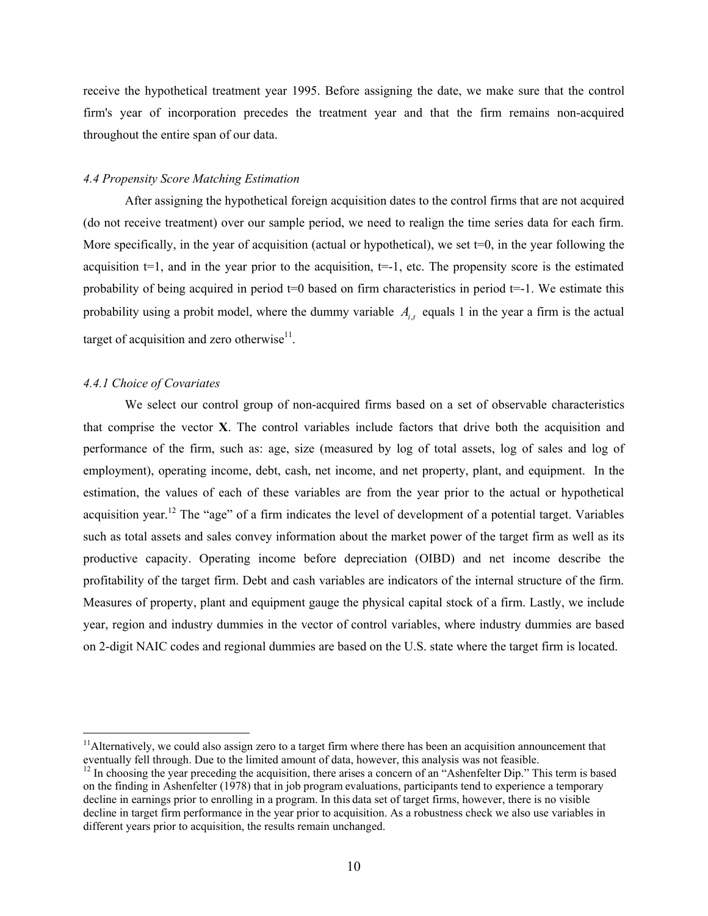receive the hypothetical treatment year 1995. Before assigning the date, we make sure that the control firm's year of incorporation precedes the treatment year and that the firm remains non-acquired throughout the entire span of our data.

### *4.4 Propensity Score Matching Estimation*

After assigning the hypothetical foreign acquisition dates to the control firms that are not acquired (do not receive treatment) over our sample period, we need to realign the time series data for each firm. More specifically, in the year of acquisition (actual or hypothetical), we set t=0, in the year following the acquisition t=1, and in the year prior to the acquisition, t=-1, etc. The propensity score is the estimated probability of being acquired in period t=0 based on firm characteristics in period t=-1. We estimate this probability using a probit model, where the dummy variable $A_{i,t}$ equals 1 in the year a firm is the actual target of acquisition and zero otherwise[11].

#### *4.4.1 Choice of Covariates*

We select our control group of non-acquired firms based on a set of observable characteristics that comprise the vector **X**. The control variables include factors that drive both the acquisition and performance of the firm, such as: age, size (measured by log of total assets, log of sales and log of employment), operating income, debt, cash, net income, and net property, plant, and equipment. In the estimation, the values of each of these variables are from the year prior to the actual or hypothetical acquisition year.[12] The "age" of a firm indicates the level of development of a potential target. Variables such as total assets and sales convey information about the market power of the target firm as well as its productive capacity. Operating income before depreciation (OIBD) and net income describe the profitability of the target firm. Debt and cash variables are indicators of the internal structure of the firm. Measures of property, plant and equipment gauge the physical capital stock of a firm. Lastly, we include year, region and industry dummies in the vector of control variables, where industry dummies are based on 2-digit NAIC codes and regional dummies are based on the U.S. state where the target firm is located.

---

[11] Alternatively, we could also assign zero to a target firm where there has been an acquisition announcement that eventually fell through. Due to the limited amount of data, however, this analysis was not feasible.

[12] In choosing the year preceding the acquisition, there arises a concern of an "Ashenfelter Dip." This term is based on the finding in Ashenfelter (1978) that in job program evaluations, participants tend to experience a temporary decline in earnings prior to enrolling in a program. In this data set of target firms, however, there is no visible decline in target firm performance in the year prior to acquisition. As a robustness check we also use variables in different years prior to acquisition, the results remain unchanged.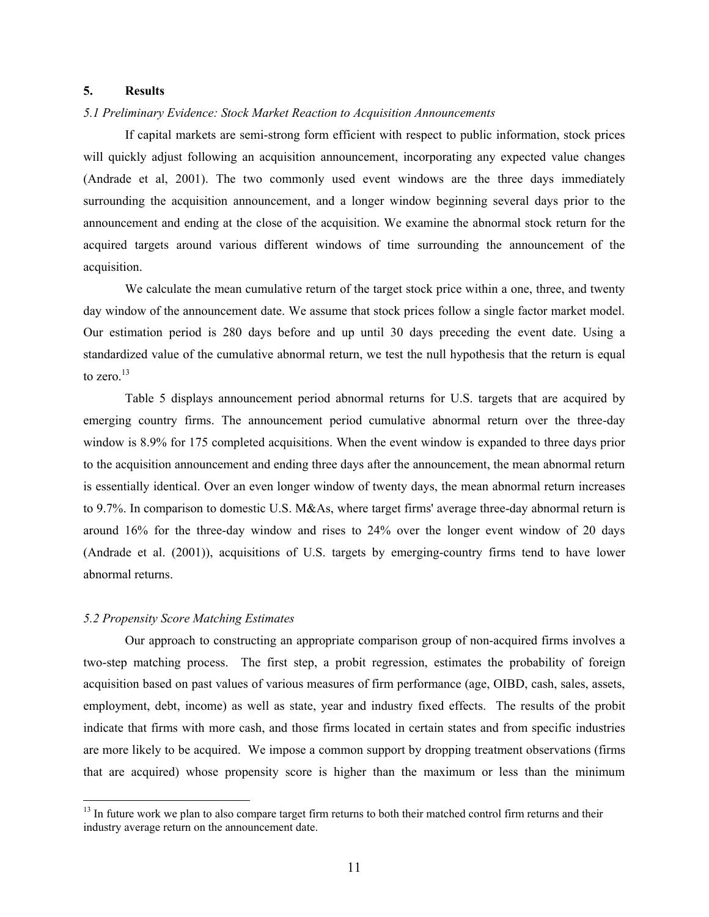## 5. Results

### *5.1 Preliminary Evidence: Stock Market Reaction to Acquisition Announcements*

If capital markets are semi-strong form efficient with respect to public information, stock prices will quickly adjust following an acquisition announcement, incorporating any expected value changes (Andrade et al, 2001). The two commonly used event windows are the three days immediately surrounding the acquisition announcement, and a longer window beginning several days prior to the announcement and ending at the close of the acquisition. We examine the abnormal stock return for the acquired targets around various different windows of time surrounding the announcement of the acquisition.

We calculate the mean cumulative return of the target stock price within a one, three, and twenty day window of the announcement date. We assume that stock prices follow a single factor market model. Our estimation period is 280 days before and up until 30 days preceding the event date. Using a standardized value of the cumulative abnormal return, we test the null hypothesis that the return is equal to zero.[13]

Table 5 displays announcement period abnormal returns for U.S. targets that are acquired by emerging country firms. The announcement period cumulative abnormal return over the three-day window is 8.9% for 175 completed acquisitions. When the event window is expanded to three days prior to the acquisition announcement and ending three days after the announcement, the mean abnormal return is essentially identical. Over an even longer window of twenty days, the mean abnormal return increases to 9.7%. In comparison to domestic U.S. M&As, where target firms' average three-day abnormal return is around 16% for the three-day window and rises to 24% over the longer event window of 20 days (Andrade et al. (2001)), acquisitions of U.S. targets by emerging-country firms tend to have lower abnormal returns.

### *5.2 Propensity Score Matching Estimates*

Our approach to constructing an appropriate comparison group of non-acquired firms involves a two-step matching process. The first step, a probit regression, estimates the probability of foreign acquisition based on past values of various measures of firm performance (age, OIBD, cash, sales, assets, employment, debt, income) as well as state, year and industry fixed effects. The results of the probit indicate that firms with more cash, and those firms located in certain states and from specific industries are more likely to be acquired. We impose a common support by dropping treatment observations (firms that are acquired) whose propensity score is higher than the maximum or less than the minimum

---

[13] In future work we plan to also compare target firm returns to both their matched control firm returns and their industry average return on the announcement date.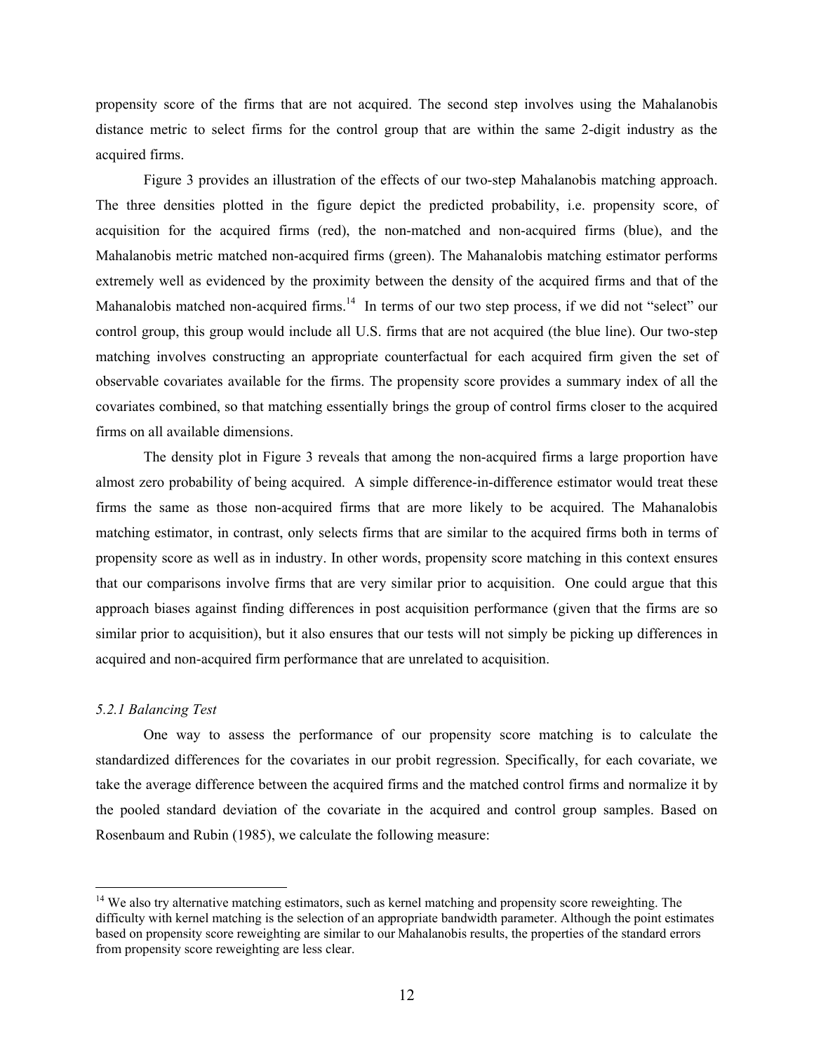propensity score of the firms that are not acquired. The second step involves using the Mahalanobis distance metric to select firms for the control group that are within the same 2-digit industry as the acquired firms.

Figure 3 provides an illustration of the effects of our two-step Mahalanobis matching approach. The three densities plotted in the figure depict the predicted probability, i.e. propensity score, of acquisition for the acquired firms (red), the non-matched and non-acquired firms (blue), and the Mahalanobis metric matched non-acquired firms (green). The Mahanalobis matching estimator performs extremely well as evidenced by the proximity between the density of the acquired firms and that of the Mahanalobis matched non-acquired firms.[14] In terms of our two step process, if we did not "select" our control group, this group would include all U.S. firms that are not acquired (the blue line). Our two-step matching involves constructing an appropriate counterfactual for each acquired firm given the set of observable covariates available for the firms. The propensity score provides a summary index of all the covariates combined, so that matching essentially brings the group of control firms closer to the acquired firms on all available dimensions.

The density plot in Figure 3 reveals that among the non-acquired firms a large proportion have almost zero probability of being acquired. A simple difference-in-difference estimator would treat these firms the same as those non-acquired firms that are more likely to be acquired. The Mahanalobis matching estimator, in contrast, only selects firms that are similar to the acquired firms both in terms of propensity score as well as in industry. In other words, propensity score matching in this context ensures that our comparisons involve firms that are very similar prior to acquisition. One could argue that this approach biases against finding differences in post acquisition performance (given that the firms are so similar prior to acquisition), but it also ensures that our tests will not simply be picking up differences in acquired and non-acquired firm performance that are unrelated to acquisition.

*5.2.1 Balancing Test*

One way to assess the performance of our propensity score matching is to calculate the standardized differences for the covariates in our probit regression. Specifically, for each covariate, we take the average difference between the acquired firms and the matched control firms and normalize it by the pooled standard deviation of the covariate in the acquired and control group samples. Based on Rosenbaum and Rubin (1985), we calculate the following measure:

[14] We also try alternative matching estimators, such as kernel matching and propensity score reweighting. The difficulty with kernel matching is the selection of an appropriate bandwidth parameter. Although the point estimates based on propensity score reweighting are similar to our Mahalanobis results, the properties of the standard errors from propensity score reweighting are less clear.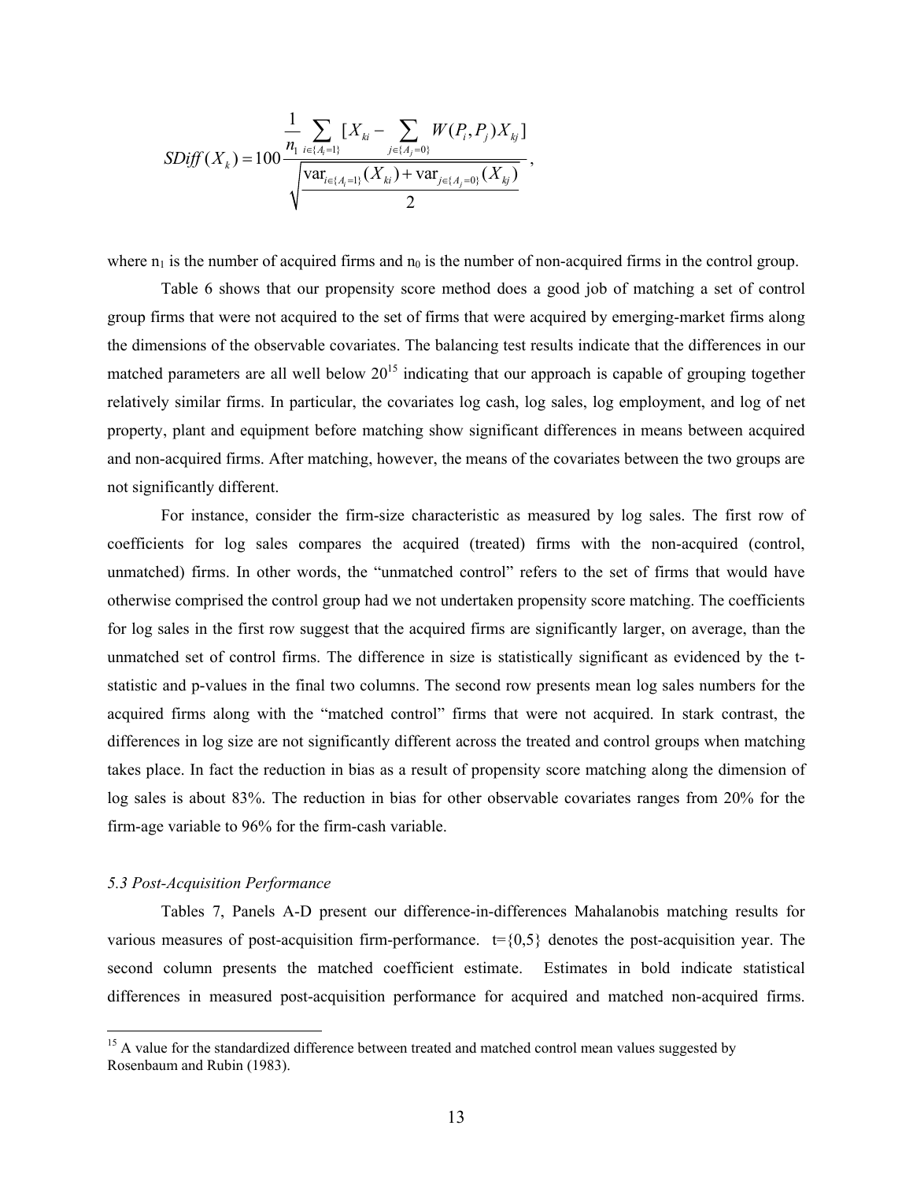$$SDiff(X_k) = 100 \frac{\frac{1}{n_1} \sum_{i \in \{A_i = 1\}} [X_{ki} - \sum_{j \in \{A_j = 0\}} W(P_i, P_j) X_{kj}]}{\sqrt{\frac{\text{var}_{i \in \{A_i = 1\}}(X_{ki}) + \text{var}_{j \in \{A_j = 0\}}(X_{kj})}{2}}},$$

where $n_1$ is the number of acquired firms and $n_0$ is the number of non-acquired firms in the control group.

Table 6 shows that our propensity score method does a good job of matching a set of control group firms that were not acquired to the set of firms that were acquired by emerging-market firms along the dimensions of the observable covariates. The balancing test results indicate that the differences in our matched parameters are all well below 20[15] indicating that our approach is capable of grouping together relatively similar firms. In particular, the covariates log cash, log sales, log employment, and log of net property, plant and equipment before matching show significant differences in means between acquired and non-acquired firms. After matching, however, the means of the covariates between the two groups are not significantly different.

For instance, consider the firm-size characteristic as measured by log sales. The first row of coefficients for log sales compares the acquired (treated) firms with the non-acquired (control, unmatched) firms. In other words, the "unmatched control" refers to the set of firms that would have otherwise comprised the control group had we not undertaken propensity score matching. The coefficients for log sales in the first row suggest that the acquired firms are significantly larger, on average, than the unmatched set of control firms. The difference in size is statistically significant as evidenced by the t-statistic and p-values in the final two columns. The second row presents mean log sales numbers for the acquired firms along with the "matched control" firms that were not acquired. In stark contrast, the differences in log size are not significantly different across the treated and control groups when matching takes place. In fact the reduction in bias as a result of propensity score matching along the dimension of log sales is about 83%. The reduction in bias for other observable covariates ranges from 20% for the firm-age variable to 96% for the firm-cash variable.

*5.3 Post-Acquisition Performance*

Tables 7, Panels A-D present our difference-in-differences Mahalanobis matching results for various measures of post-acquisition firm-performance. $t=\{0,5\}$ denotes the post-acquisition year. The second column presents the matched coefficient estimate. Estimates in bold indicate statistical differences in measured post-acquisition performance for acquired and matched non-acquired firms.

[15] A value for the standardized difference between treated and matched control mean values suggested by Rosenbaum and Rubin (1983).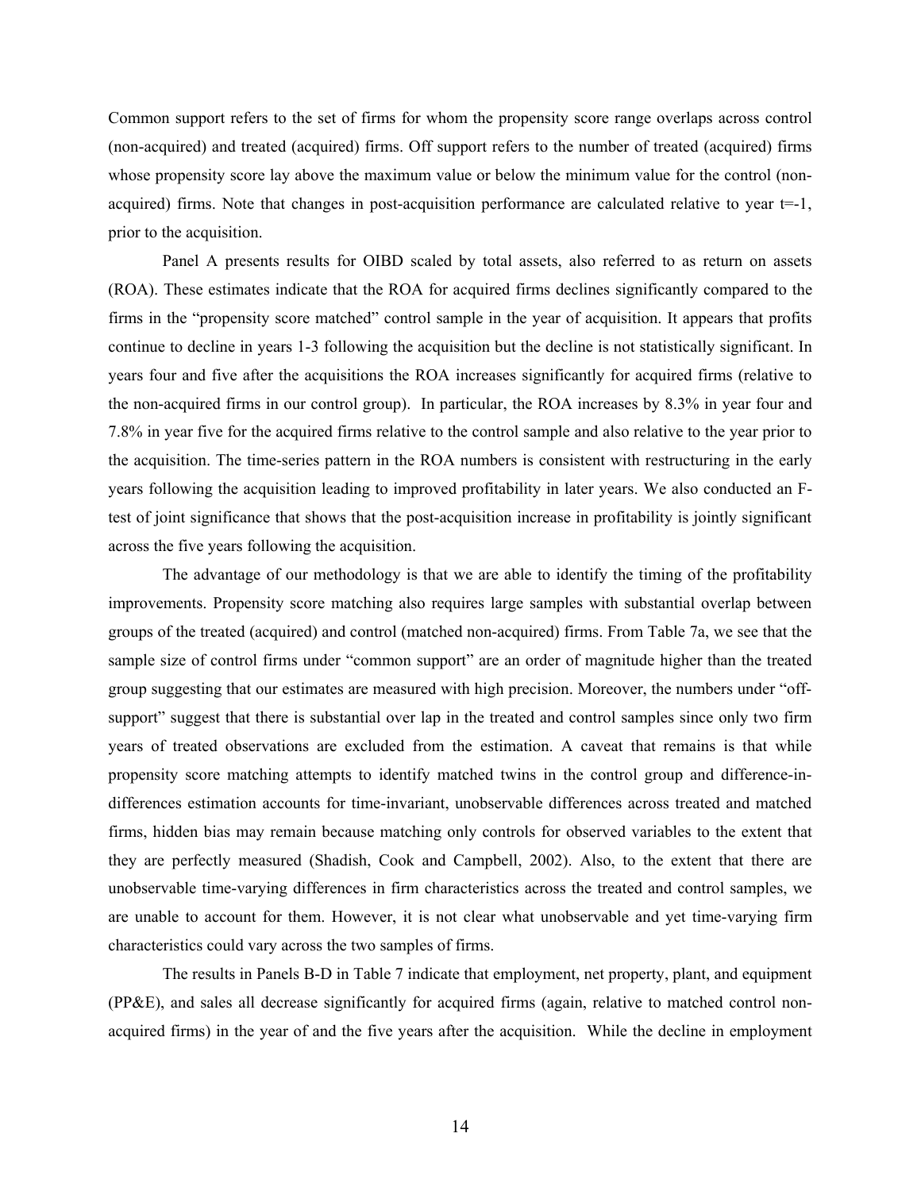Common support refers to the set of firms for whom the propensity score range overlaps across control (non-acquired) and treated (acquired) firms. Off support refers to the number of treated (acquired) firms whose propensity score lay above the maximum value or below the minimum value for the control (non-acquired) firms. Note that changes in post-acquisition performance are calculated relative to year t=-1, prior to the acquisition.

Panel A presents results for OIBD scaled by total assets, also referred to as return on assets (ROA). These estimates indicate that the ROA for acquired firms declines significantly compared to the firms in the "propensity score matched" control sample in the year of acquisition. It appears that profits continue to decline in years 1-3 following the acquisition but the decline is not statistically significant. In years four and five after the acquisitions the ROA increases significantly for acquired firms (relative to the non-acquired firms in our control group). In particular, the ROA increases by 8.3% in year four and 7.8% in year five for the acquired firms relative to the control sample and also relative to the year prior to the acquisition. The time-series pattern in the ROA numbers is consistent with restructuring in the early years following the acquisition leading to improved profitability in later years. We also conducted an F-test of joint significance that shows that the post-acquisition increase in profitability is jointly significant across the five years following the acquisition.

The advantage of our methodology is that we are able to identify the timing of the profitability improvements. Propensity score matching also requires large samples with substantial overlap between groups of the treated (acquired) and control (matched non-acquired) firms. From Table 7a, we see that the sample size of control firms under "common support" are an order of magnitude higher than the treated group suggesting that our estimates are measured with high precision. Moreover, the numbers under "off-support" suggest that there is substantial over lap in the treated and control samples since only two firm years of treated observations are excluded from the estimation. A caveat that remains is that while propensity score matching attempts to identify matched twins in the control group and difference-in-differences estimation accounts for time-invariant, unobservable differences across treated and matched firms, hidden bias may remain because matching only controls for observed variables to the extent that they are perfectly measured (Shadish, Cook and Campbell, 2002). Also, to the extent that there are unobservable time-varying differences in firm characteristics across the treated and control samples, we are unable to account for them. However, it is not clear what unobservable and yet time-varying firm characteristics could vary across the two samples of firms.

The results in Panels B-D in Table 7 indicate that employment, net property, plant, and equipment (PP&E), and sales all decrease significantly for acquired firms (again, relative to matched control non-acquired firms) in the year of and the five years after the acquisition. While the decline in employment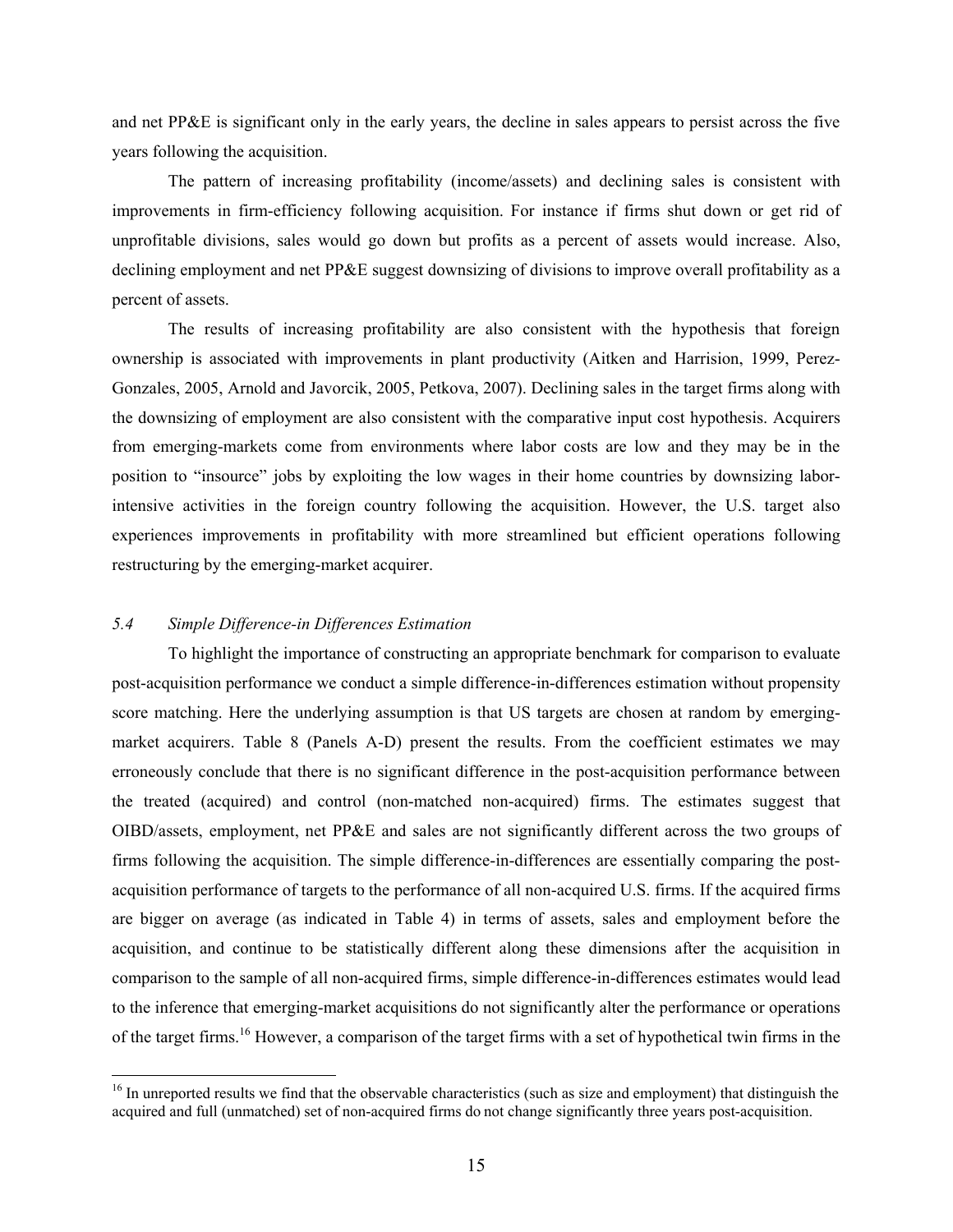and net PP&E is significant only in the early years, the decline in sales appears to persist across the five years following the acquisition.

The pattern of increasing profitability (income/assets) and declining sales is consistent with improvements in firm-efficiency following acquisition. For instance if firms shut down or get rid of unprofitable divisions, sales would go down but profits as a percent of assets would increase. Also, declining employment and net PP&E suggest downsizing of divisions to improve overall profitability as a percent of assets.

The results of increasing profitability are also consistent with the hypothesis that foreign ownership is associated with improvements in plant productivity (Aitken and Harrision, 1999, Perez-Gonzales, 2005, Arnold and Javorcik, 2005, Petkova, 2007). Declining sales in the target firms along with the downsizing of employment are also consistent with the comparative input cost hypothesis. Acquirers from emerging-markets come from environments where labor costs are low and they may be in the position to "insource" jobs by exploiting the low wages in their home countries by downsizing labor-intensive activities in the foreign country following the acquisition. However, the U.S. target also experiences improvements in profitability with more streamlined but efficient operations following restructuring by the emerging-market acquirer.

### *5.4 Simple Difference-in Differences Estimation*

To highlight the importance of constructing an appropriate benchmark for comparison to evaluate post-acquisition performance we conduct a simple difference-in-differences estimation without propensity score matching. Here the underlying assumption is that US targets are chosen at random by emerging-market acquirers. Table 8 (Panels A-D) present the results. From the coefficient estimates we may erroneously conclude that there is no significant difference in the post-acquisition performance between the treated (acquired) and control (non-matched non-acquired) firms. The estimates suggest that OIBD/assets, employment, net PP&E and sales are not significantly different across the two groups of firms following the acquisition. The simple difference-in-differences are essentially comparing the post-acquisition performance of targets to the performance of all non-acquired U.S. firms. If the acquired firms are bigger on average (as indicated in Table 4) in terms of assets, sales and employment before the acquisition, and continue to be statistically different along these dimensions after the acquisition in comparison to the sample of all non-acquired firms, simple difference-in-differences estimates would lead to the inference that emerging-market acquisitions do not significantly alter the performance or operations of the target firms.[16] However, a comparison of the target firms with a set of hypothetical twin firms in the

[16] In unreported results we find that the observable characteristics (such as size and employment) that distinguish the acquired and full (unmatched) set of non-acquired firms do not change significantly three years post-acquisition.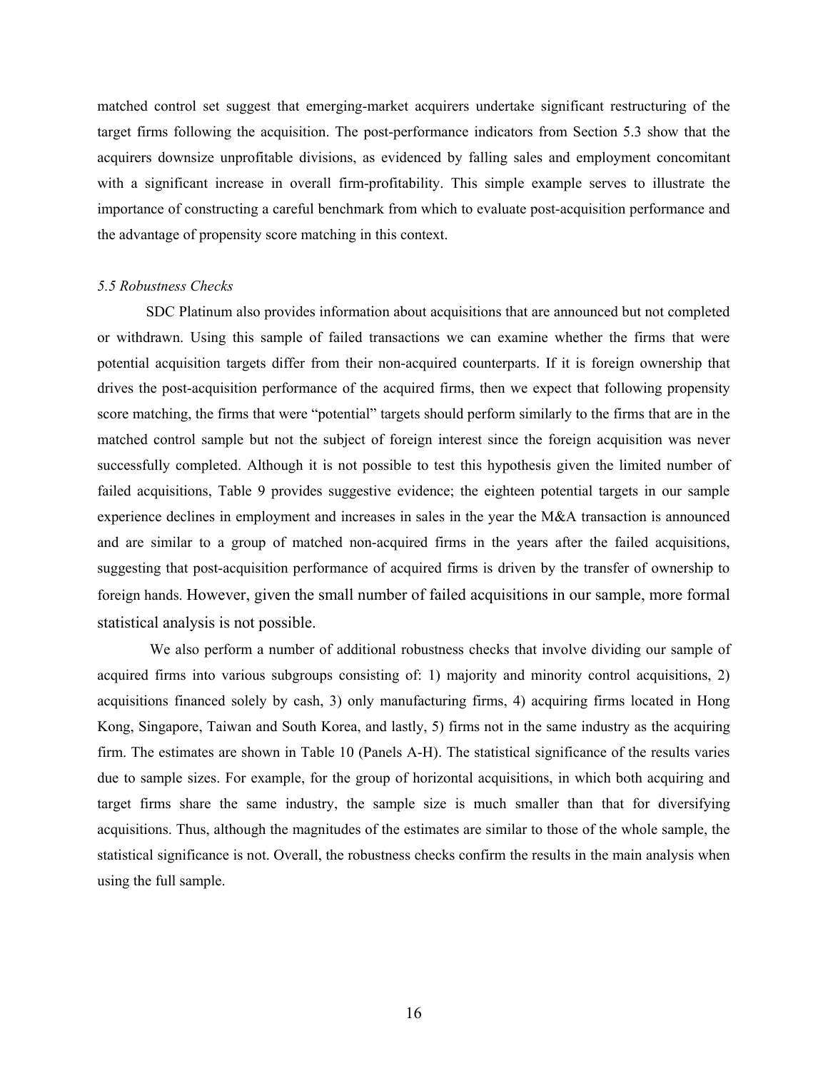matched control set suggest that emerging-market acquirers undertake significant restructuring of the target firms following the acquisition. The post-performance indicators from Section 5.3 show that the acquirers downsize unprofitable divisions, as evidenced by falling sales and employment concomitant with a significant increase in overall firm-profitability. This simple example serves to illustrate the importance of constructing a careful benchmark from which to evaluate post-acquisition performance and the advantage of propensity score matching in this context.

*5.5 Robustness Checks*

SDC Platinum also provides information about acquisitions that are announced but not completed or withdrawn. Using this sample of failed transactions we can examine whether the firms that were potential acquisition targets differ from their non-acquired counterparts. If it is foreign ownership that drives the post-acquisition performance of the acquired firms, then we expect that following propensity score matching, the firms that were "potential" targets should perform similarly to the firms that are in the matched control sample but not the subject of foreign interest since the foreign acquisition was never successfully completed. Although it is not possible to test this hypothesis given the limited number of failed acquisitions, Table 9 provides suggestive evidence; the eighteen potential targets in our sample experience declines in employment and increases in sales in the year the M&A transaction is announced and are similar to a group of matched non-acquired firms in the years after the failed acquisitions, suggesting that post-acquisition performance of acquired firms is driven by the transfer of ownership to foreign hands. However, given the small number of failed acquisitions in our sample, more formal statistical analysis is not possible.

We also perform a number of additional robustness checks that involve dividing our sample of acquired firms into various subgroups consisting of: 1) majority and minority control acquisitions, 2) acquisitions financed solely by cash, 3) only manufacturing firms, 4) acquiring firms located in Hong Kong, Singapore, Taiwan and South Korea, and lastly, 5) firms not in the same industry as the acquiring firm. The estimates are shown in Table 10 (Panels A-H). The statistical significance of the results varies due to sample sizes. For example, for the group of horizontal acquisitions, in which both acquiring and target firms share the same industry, the sample size is much smaller than that for diversifying acquisitions. Thus, although the magnitudes of the estimates are similar to those of the whole sample, the statistical significance is not. Overall, the robustness checks confirm the results in the main analysis when using the full sample.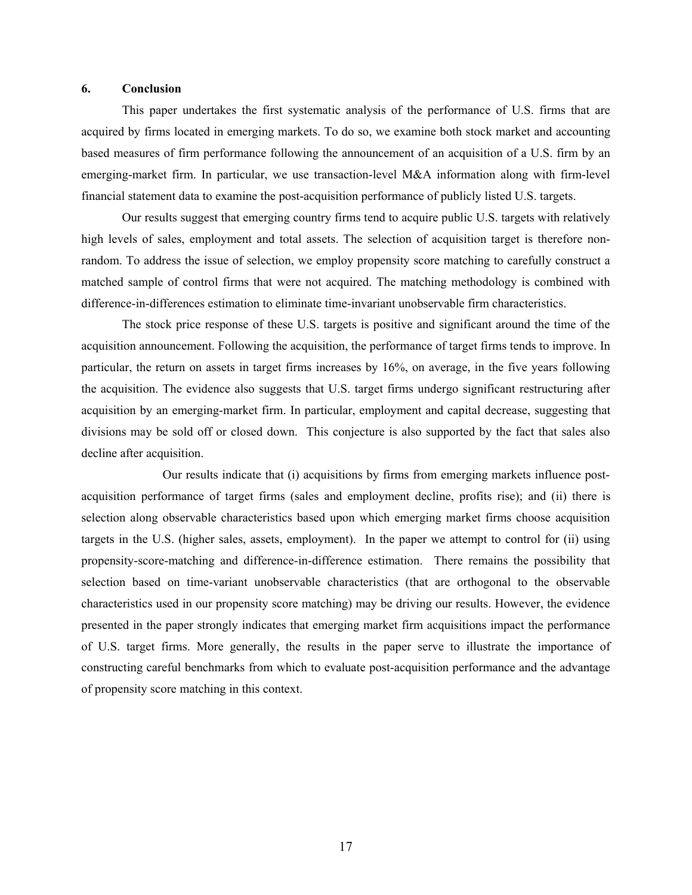## 6. Conclusion

This paper undertakes the first systematic analysis of the performance of U.S. firms that are acquired by firms located in emerging markets. To do so, we examine both stock market and accounting based measures of firm performance following the announcement of an acquisition of a U.S. firm by an emerging-market firm. In particular, we use transaction-level M&A information along with firm-level financial statement data to examine the post-acquisition performance of publicly listed U.S. targets.

Our results suggest that emerging country firms tend to acquire public U.S. targets with relatively high levels of sales, employment and total assets. The selection of acquisition target is therefore non-random. To address the issue of selection, we employ propensity score matching to carefully construct a matched sample of control firms that were not acquired. The matching methodology is combined with difference-in-differences estimation to eliminate time-invariant unobservable firm characteristics.

The stock price response of these U.S. targets is positive and significant around the time of the acquisition announcement. Following the acquisition, the performance of target firms tends to improve. In particular, the return on assets in target firms increases by 16%, on average, in the five years following the acquisition. The evidence also suggests that U.S. target firms undergo significant restructuring after acquisition by an emerging-market firm. In particular, employment and capital decrease, suggesting that divisions may be sold off or closed down. This conjecture is also supported by the fact that sales also decline after acquisition.

Our results indicate that (i) acquisitions by firms from emerging markets influence post-acquisition performance of target firms (sales and employment decline, profits rise); and (ii) there is selection along observable characteristics based upon which emerging market firms choose acquisition targets in the U.S. (higher sales, assets, employment). In the paper we attempt to control for (ii) using propensity-score-matching and difference-in-difference estimation. There remains the possibility that selection based on time-variant unobservable characteristics (that are orthogonal to the observable characteristics used in our propensity score matching) may be driving our results. However, the evidence presented in the paper strongly indicates that emerging market firm acquisitions impact the performance of U.S. target firms. More generally, the results in the paper serve to illustrate the importance of constructing careful benchmarks from which to evaluate post-acquisition performance and the advantage of propensity score matching in this context.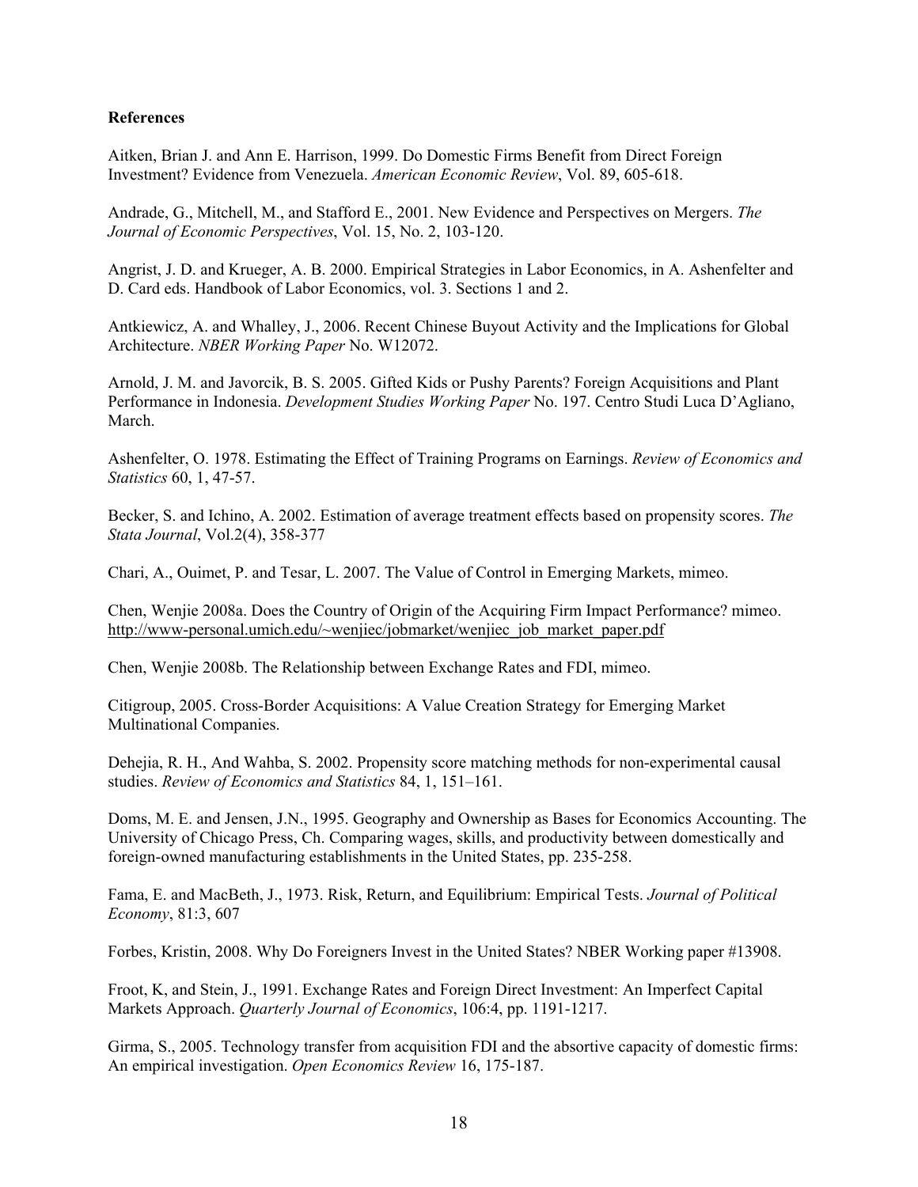**References**

Aitken, Brian J. and Ann E. Harrison, 1999. Do Domestic Firms Benefit from Direct Foreign Investment? Evidence from Venezuela. *American Economic Review*, Vol. 89, 605-618.

Andrade, G., Mitchell, M., and Stafford E., 2001. New Evidence and Perspectives on Mergers. *The Journal of Economic Perspectives*, Vol. 15, No. 2, 103-120.

Angrist, J. D. and Krueger, A. B. 2000. Empirical Strategies in Labor Economics, in A. Ashenfelter and D. Card eds. Handbook of Labor Economics, vol. 3. Sections 1 and 2.

Antkiewicz, A. and Whalley, J., 2006. Recent Chinese Buyout Activity and the Implications for Global Architecture. *NBER Working Paper* No. W12072.

Arnold, J. M. and Javorcik, B. S. 2005. Gifted Kids or Pushy Parents? Foreign Acquisitions and Plant Performance in Indonesia. *Development Studies Working Paper* No. 197. Centro Studi Luca D'Agliano, March.

Ashenfelter, O. 1978. Estimating the Effect of Training Programs on Earnings. *Review of Economics and Statistics* 60, 1, 47-57.

Becker, S. and Ichino, A. 2002. Estimation of average treatment effects based on propensity scores. *The Stata Journal*, Vol.2(4), 358-377

Chari, A., Ouimet, P. and Tesar, L. 2007. The Value of Control in Emerging Markets, mimeo.

Chen, Wenjie 2008a. Does the Country of Origin of the Acquiring Firm Impact Performance? mimeo. http://www-personal.umich.edu/~wenjiec/jobmarket/wenjiec_job_market_paper.pdf

Chen, Wenjie 2008b. The Relationship between Exchange Rates and FDI, mimeo.

Citigroup, 2005. Cross-Border Acquisitions: A Value Creation Strategy for Emerging Market Multinational Companies.

Dehejia, R. H., And Wahba, S. 2002. Propensity score matching methods for non-experimental causal studies. *Review of Economics and Statistics* 84, 1, 151–161.

Doms, M. E. and Jensen, J.N., 1995. Geography and Ownership as Bases for Economics Accounting. The University of Chicago Press, Ch. Comparing wages, skills, and productivity between domestically and foreign-owned manufacturing establishments in the United States, pp. 235-258.

Fama, E. and MacBeth, J., 1973. Risk, Return, and Equilibrium: Empirical Tests. *Journal of Political Economy*, 81:3, 607

Forbes, Kristin, 2008. Why Do Foreigners Invest in the United States? NBER Working paper #13908.

Froot, K, and Stein, J., 1991. Exchange Rates and Foreign Direct Investment: An Imperfect Capital Markets Approach. *Quarterly Journal of Economics*, 106:4, pp. 1191-1217.

Girma, S., 2005. Technology transfer from acquisition FDI and the absortive capacity of domestic firms: An empirical investigation. *Open Economics Review* 16, 175-187.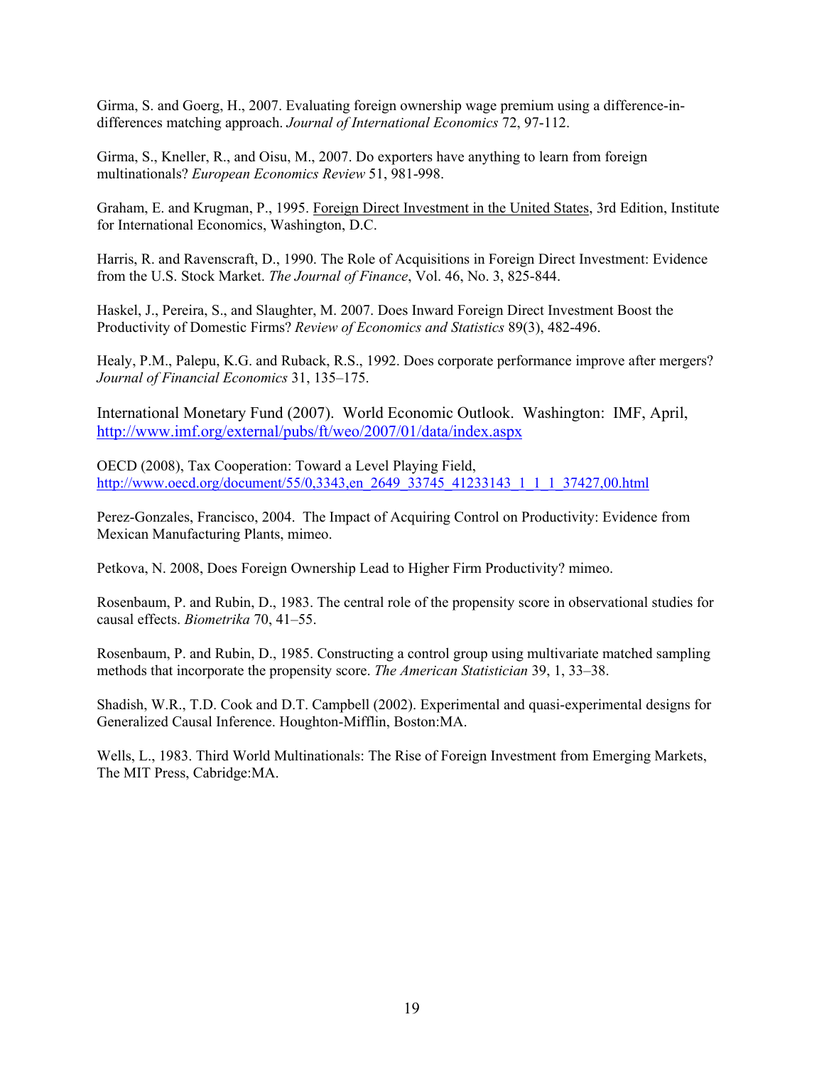Girma, S. and Goerg, H., 2007. Evaluating foreign ownership wage premium using a difference-in-differences matching approach. *Journal of International Economics* 72, 97-112.

Girma, S., Kneller, R., and Oisu, M., 2007. Do exporters have anything to learn from foreign multinationals? *European Economics Review* 51, 981-998.

Graham, E. and Krugman, P., 1995. Foreign Direct Investment in the United States, 3rd Edition, Institute for International Economics, Washington, D.C.

Harris, R. and Ravenscraft, D., 1990. The Role of Acquisitions in Foreign Direct Investment: Evidence from the U.S. Stock Market. *The Journal of Finance*, Vol. 46, No. 3, 825-844.

Haskel, J., Pereira, S., and Slaughter, M. 2007. Does Inward Foreign Direct Investment Boost the Productivity of Domestic Firms? *Review of Economics and Statistics* 89(3), 482-496.

Healy, P.M., Palepu, K.G. and Ruback, R.S., 1992. Does corporate performance improve after mergers? *Journal of Financial Economics* 31, 135–175.

International Monetary Fund (2007). World Economic Outlook. Washington: IMF, April, http://www.imf.org/external/pubs/ft/weo/2007/01/data/index.aspx

OECD (2008), Tax Cooperation: Toward a Level Playing Field, http://www.oecd.org/document/55/0,3343,en_2649_33745_41233143_1_1_1_37427,00.html

Perez-Gonzales, Francisco, 2004. The Impact of Acquiring Control on Productivity: Evidence from Mexican Manufacturing Plants, mimeo.

Petkova, N. 2008, Does Foreign Ownership Lead to Higher Firm Productivity? mimeo.

Rosenbaum, P. and Rubin, D., 1983. The central role of the propensity score in observational studies for causal effects. *Biometrika* 70, 41–55.

Rosenbaum, P. and Rubin, D., 1985. Constructing a control group using multivariate matched sampling methods that incorporate the propensity score. *The American Statistician* 39, 1, 33–38.

Shadish, W.R., T.D. Cook and D.T. Campbell (2002). Experimental and quasi-experimental designs for Generalized Causal Inference. Houghton-Mifflin, Boston:MA.

Wells, L., 1983. Third World Multinationals: The Rise of Foreign Investment from Emerging Markets, The MIT Press, Cabridge:MA.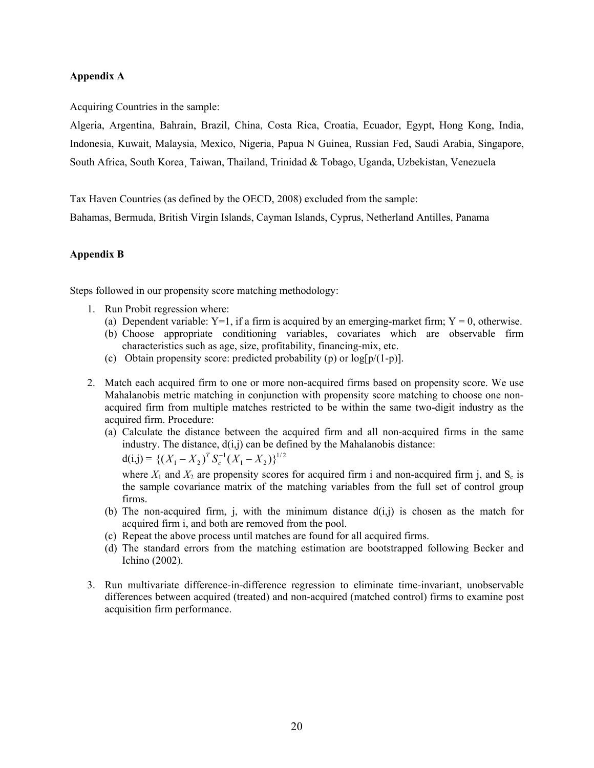## Appendix A

Acquiring Countries in the sample:

Algeria, Argentina, Bahrain, Brazil, China, Costa Rica, Croatia, Ecuador, Egypt, Hong Kong, India, Indonesia, Kuwait, Malaysia, Mexico, Nigeria, Papua N Guinea, Russian Fed, Saudi Arabia, Singapore, South Africa, South Korea¸ Taiwan, Thailand, Trinidad & Tobago, Uganda, Uzbekistan, Venezuela

Tax Haven Countries (as defined by the OECD, 2008) excluded from the sample:

Bahamas, Bermuda, British Virgin Islands, Cayman Islands, Cyprus, Netherland Antilles, Panama

## Appendix B

Steps followed in our propensity score matching methodology:

1. Run Probit regression where:
   (a) Dependent variable: Y=1, if a firm is acquired by an emerging-market firm; Y = 0, otherwise.
   (b) Choose appropriate conditioning variables, covariates which are observable firm characteristics such as age, size, profitability, financing-mix, etc.
   (c) Obtain propensity score: predicted probability (p) or log[p/(1-p)].

2. Match each acquired firm to one or more non-acquired firms based on propensity score. We use Mahalanobis metric matching in conjunction with propensity score matching to choose one non-acquired firm from multiple matches restricted to be within the same two-digit industry as the acquired firm. Procedure:
   (a) Calculate the distance between the acquired firm and all non-acquired firms in the same industry. The distance, d(i,j) can be defined by the Mahalanobis distance:
   d(i,j) = $\{(X_1 - X_2)^T S_c^{-1}(X_1 - X_2)\}^{1/2}$
   where $X_1$ and $X_2$ are propensity scores for acquired firm i and non-acquired firm j, and $S_c$ is the sample covariance matrix of the matching variables from the full set of control group firms.
   (b) The non-acquired firm, j, with the minimum distance d(i,j) is chosen as the match for acquired firm i, and both are removed from the pool.
   (c) Repeat the above process until matches are found for all acquired firms.
   (d) The standard errors from the matching estimation are bootstrapped following Becker and Ichino (2002).

3. Run multivariate difference-in-difference regression to eliminate time-invariant, unobservable differences between acquired (treated) and non-acquired (matched control) firms to examine post acquisition firm performance.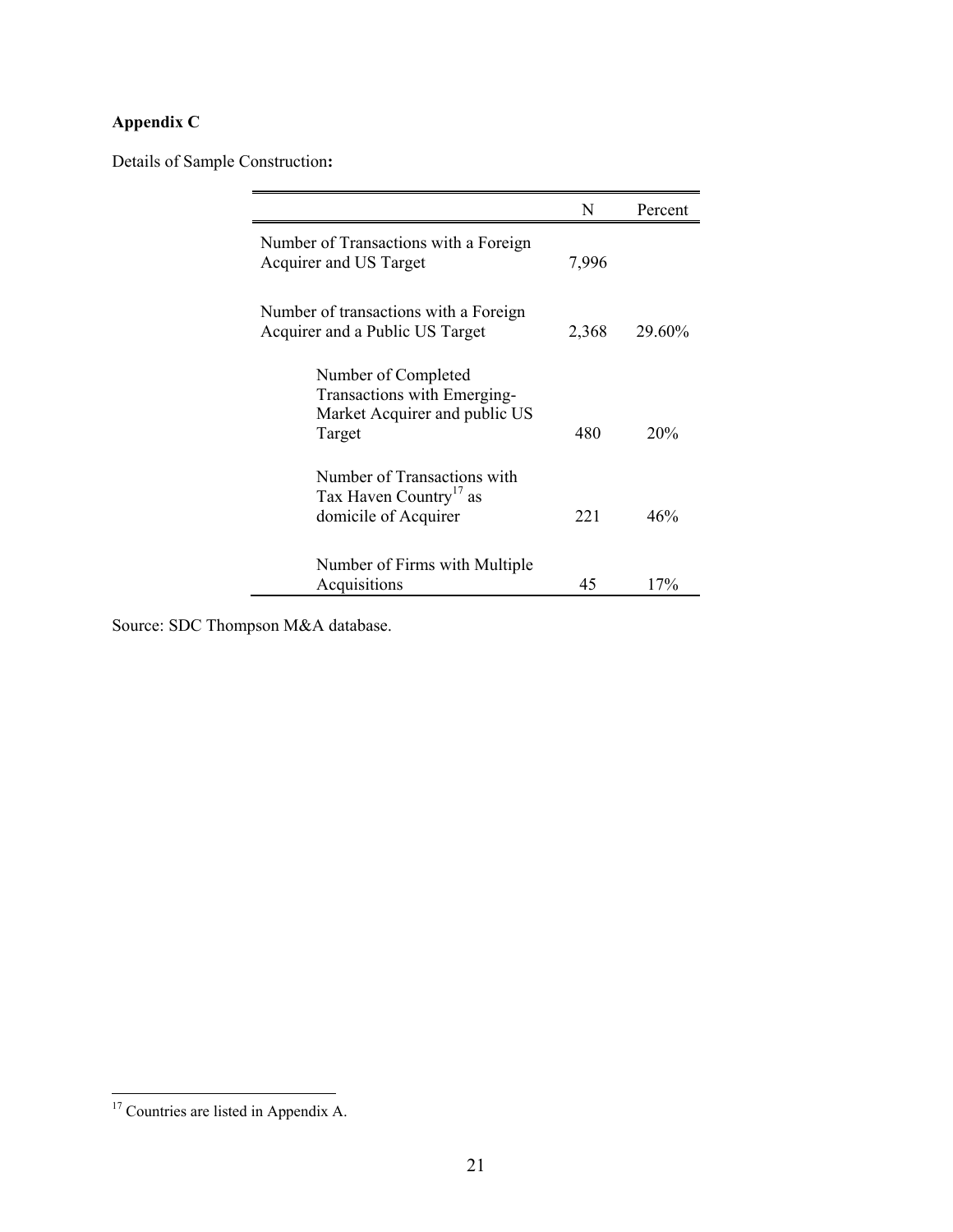**Appendix C**

Details of Sample Construction**:**

| | N | Percent |
|---|---|---|
| Number of Transactions with a Foreign Acquirer and US Target | 7,996 | |
| Number of transactions with a Foreign Acquirer and a Public US Target | 2,368 | 29.60% |
| Number of Completed Transactions with Emerging-Market Acquirer and public US Target | 480 | 20% |
| Number of Transactions with Tax Haven Country[17] as domicile of Acquirer | 221 | 46% |
| Number of Firms with Multiple Acquisitions | 45 | 17% |

Source: SDC Thompson M&A database.

[17] Countries are listed in Appendix A.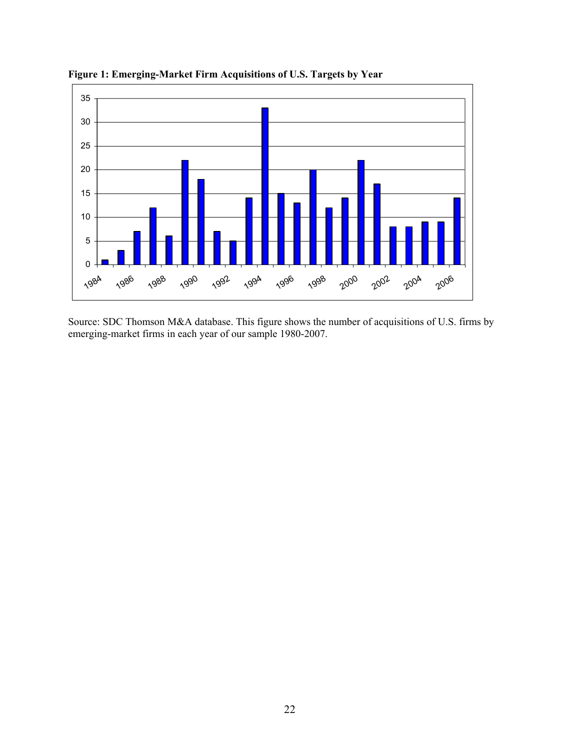**Figure 1: Emerging-Market Firm Acquisitions of U.S. Targets by Year**

Source: SDC Thomson M&A database. This figure shows the number of acquisitions of U.S. firms by emerging-market firms in each year of our sample 1980-2007.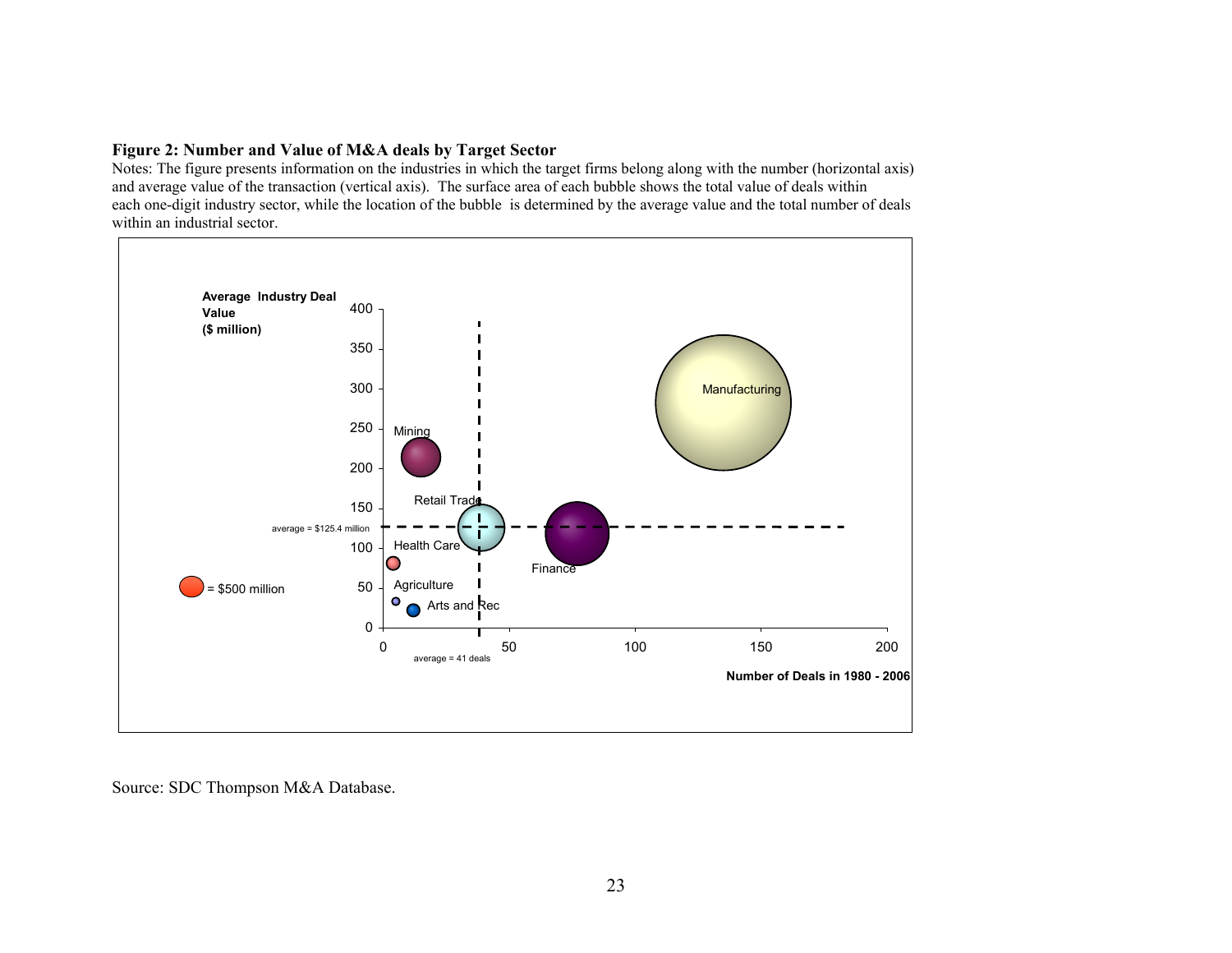**Figure 2: Number and Value of M&A deals by Target Sector**

Notes: The figure presents information on the industries in which the target firms belong along with the number (horizontal axis) and average value of the transaction (vertical axis). The surface area of each bubble shows the total value of deals within each one-digit industry sector, while the location of the bubble is determined by the average value and the total number of deals within an industrial sector.

Source: SDC Thompson M&A Database.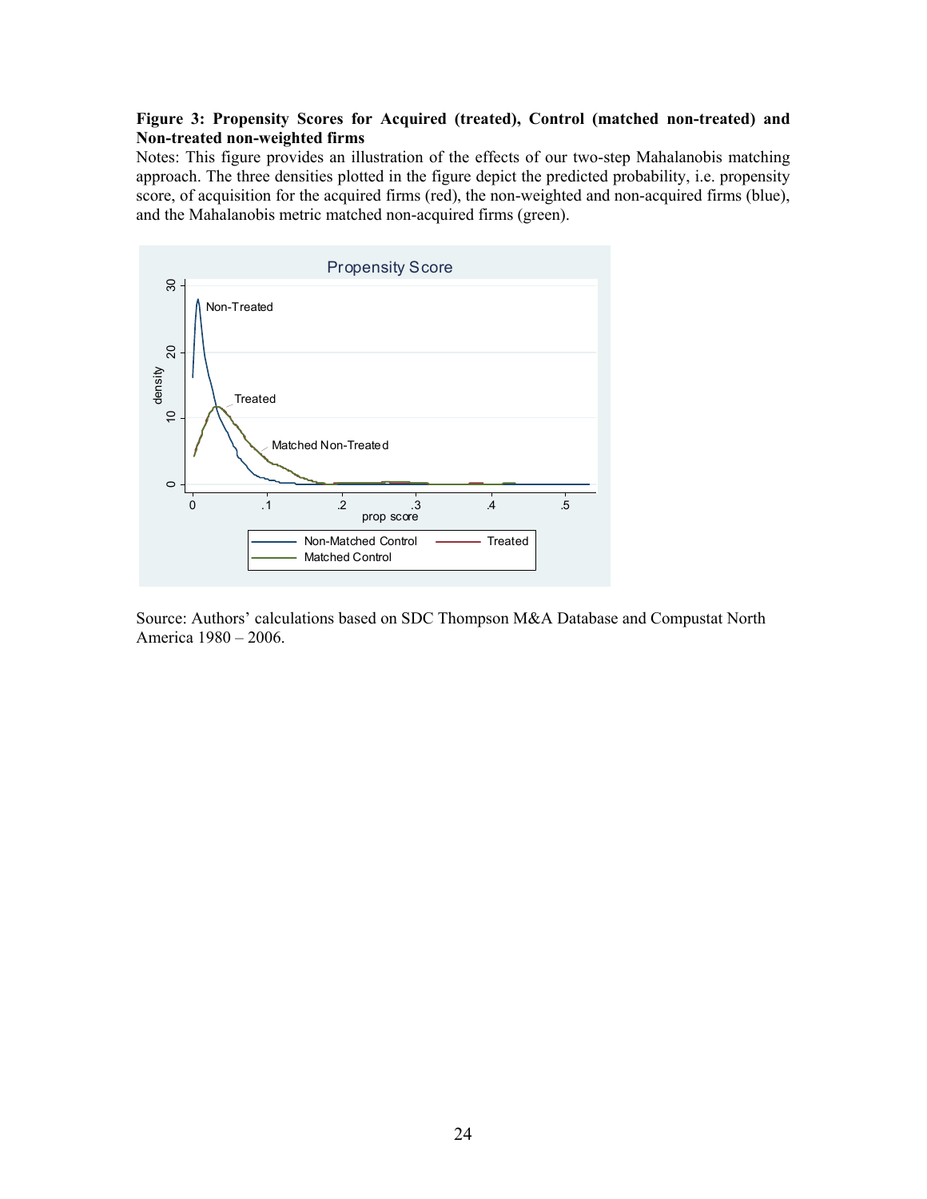**Figure 3: Propensity Scores for Acquired (treated), Control (matched non-treated) and Non-treated non-weighted firms**

Notes: This figure provides an illustration of the effects of our two-step Mahalanobis matching approach. The three densities plotted in the figure depict the predicted probability, i.e. propensity score, of acquisition for the acquired firms (red), the non-weighted and non-acquired firms (blue), and the Mahalanobis metric matched non-acquired firms (green).

Source: Authors' calculations based on SDC Thompson M&A Database and Compustat North America 1980 – 2006.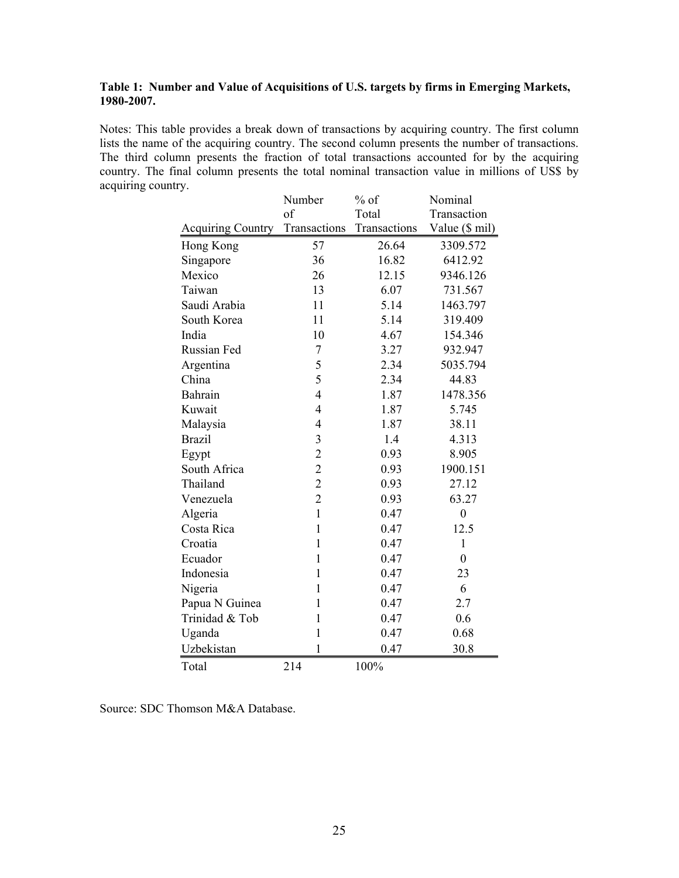**Table 1: Number and Value of Acquisitions of U.S. targets by firms in Emerging Markets, 1980-2007.**

Notes: This table provides a break down of transactions by acquiring country. The first column lists the name of the acquiring country. The second column presents the number of transactions. The third column presents the fraction of total transactions accounted for by the acquiring country. The final column presents the total nominal transaction value in millions of US$ by acquiring country.

| Acquiring Country | Number of Transactions | % of Total Transactions | Nominal Transaction Value ($ mil) |
|---|---|---|---|
| Hong Kong | 57 | 26.64 | 3309.572 |
| Singapore | 36 | 16.82 | 6412.92 |
| Mexico | 26 | 12.15 | 9346.126 |
| Taiwan | 13 | 6.07 | 731.567 |
| Saudi Arabia | 11 | 5.14 | 1463.797 |
| South Korea | 11 | 5.14 | 319.409 |
| India | 10 | 4.67 | 154.346 |
| Russian Fed | 7 | 3.27 | 932.947 |
| Argentina | 5 | 2.34 | 5035.794 |
| China | 5 | 2.34 | 44.83 |
| Bahrain | 4 | 1.87 | 1478.356 |
| Kuwait | 4 | 1.87 | 5.745 |
| Malaysia | 4 | 1.87 | 38.11 |
| Brazil | 3 | 1.4 | 4.313 |
| Egypt | 2 | 0.93 | 8.905 |
| South Africa | 2 | 0.93 | 1900.151 |
| Thailand | 2 | 0.93 | 27.12 |
| Venezuela | 2 | 0.93 | 63.27 |
| Algeria | 1 | 0.47 | 0 |
| Costa Rica | 1 | 0.47 | 12.5 |
| Croatia | 1 | 0.47 | 1 |
| Ecuador | 1 | 0.47 | 0 |
| Indonesia | 1 | 0.47 | 23 |
| Nigeria | 1 | 0.47 | 6 |
| Papua N Guinea | 1 | 0.47 | 2.7 |
| Trinidad & Tob | 1 | 0.47 | 0.6 |
| Uganda | 1 | 0.47 | 0.68 |
| Uzbekistan | 1 | 0.47 | 30.8 |
| Total | 214 | 100% | |

Source: SDC Thomson M&A Database.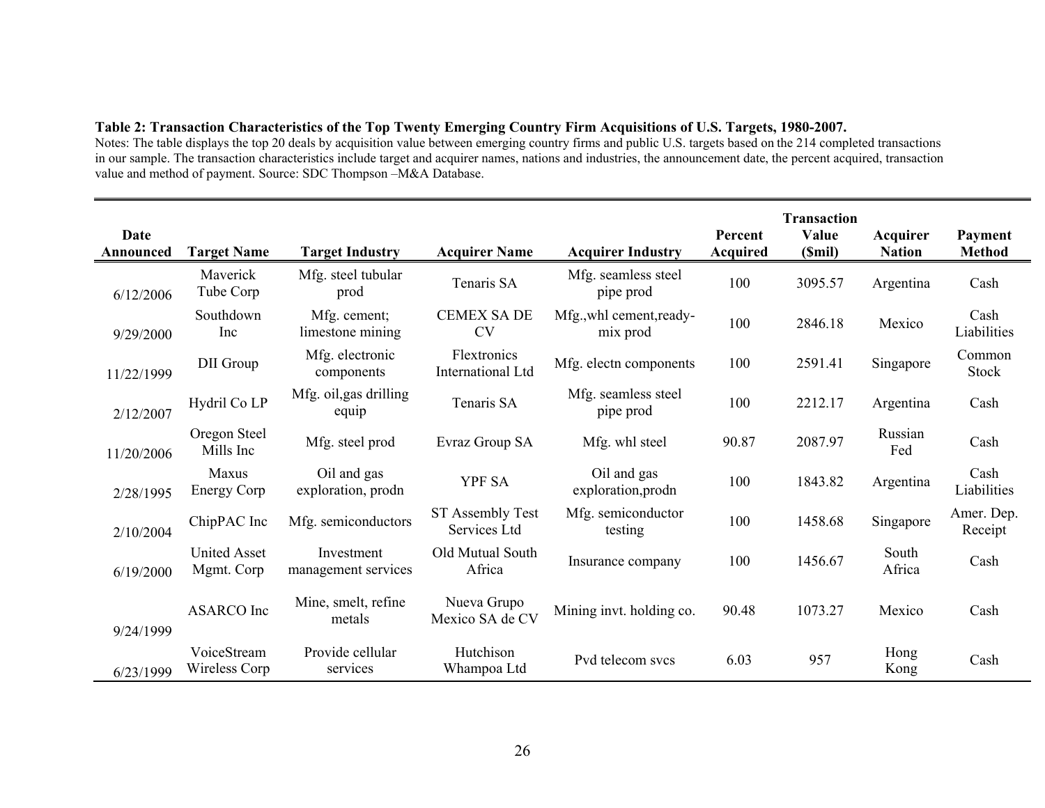**Table 2: Transaction Characteristics of the Top Twenty Emerging Country Firm Acquisitions of U.S. Targets, 1980-2007.**

Notes: The table displays the top 20 deals by acquisition value between emerging country firms and public U.S. targets based on the 214 completed transactions in our sample. The transaction characteristics include target and acquirer names, nations and industries, the announcement date, the percent acquired, transaction value and method of payment. Source: SDC Thompson –M&A Database.

| Date Announced | Target Name | Target Industry | Acquirer Name | Acquirer Industry | Percent Acquired | Transaction Value ($mil) | Acquirer Nation | Payment Method |
|---|---|---|---|---|---|---|---|---|
| 6/12/2006 | Maverick Tube Corp | Mfg. steel tubular prod | Tenaris SA | Mfg. seamless steel pipe prod | 100 | 3095.57 | Argentina | Cash |
| 9/29/2000 | Southdown Inc | Mfg. cement; limestone mining | CEMEX SA DE CV | Mfg.,whl cement,ready-mix prod | 100 | 2846.18 | Mexico | Cash Liabilities |
| 11/22/1999 | DII Group | Mfg. electronic components | Flextronics International Ltd | Mfg. electn components | 100 | 2591.41 | Singapore | Common Stock |
| 2/12/2007 | Hydril Co LP | Mfg. oil,gas drilling equip | Tenaris SA | Mfg. seamless steel pipe prod | 100 | 2212.17 | Argentina | Cash |
| 11/20/2006 | Oregon Steel Mills Inc | Mfg. steel prod | Evraz Group SA | Mfg. whl steel | 90.87 | 2087.97 | Russian Fed | Cash |
| 2/28/1995 | Maxus Energy Corp | Oil and gas exploration, prodn | YPF SA | Oil and gas exploration,prodn | 100 | 1843.82 | Argentina | Cash Liabilities |
| 2/10/2004 | ChipPAC Inc | Mfg. semiconductors | ST Assembly Test Services Ltd | Mfg. semiconductor testing | 100 | 1458.68 | Singapore | Amer. Dep. Receipt |
| 6/19/2000 | United Asset Mgmt. Corp | Investment management services | Old Mutual South Africa | Insurance company | 100 | 1456.67 | South Africa | Cash |
| 9/24/1999 | ASARCO Inc | Mine, smelt, refine metals | Nueva Grupo Mexico SA de CV | Mining invt. holding co. | 90.48 | 1073.27 | Mexico | Cash |
| 6/23/1999 | VoiceStream Wireless Corp | Provide cellular services | Hutchison Whampoa Ltd | Pvd telecom svcs | 6.03 | 957 | Hong Kong | Cash |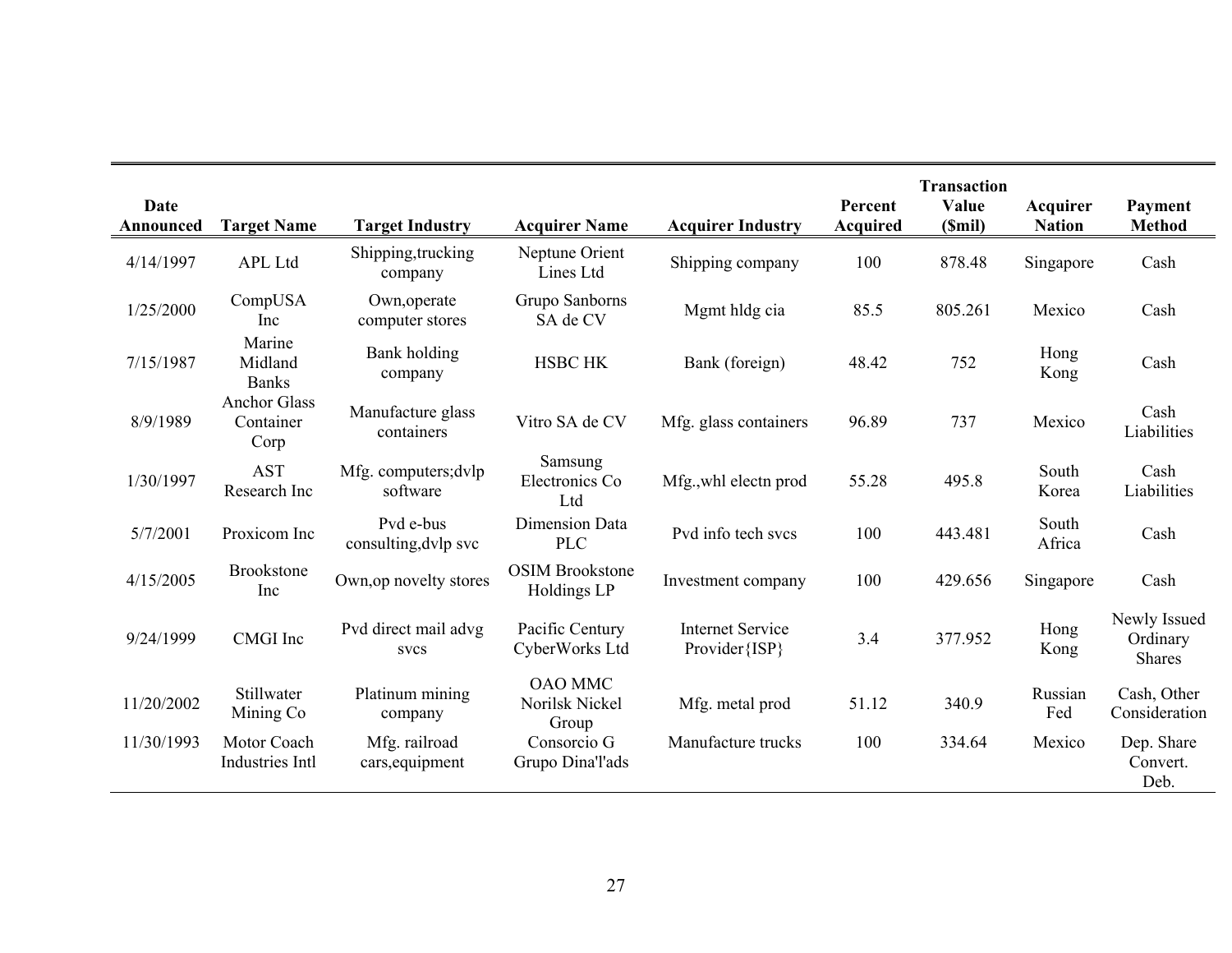| Date Announced | Target Name | Target Industry | Acquirer Name | Acquirer Industry | Percent Acquired | Transaction Value ($mil) | Acquirer Nation | Payment Method |
|---|---|---|---|---|---|---|---|---|
| 4/14/1997 | APL Ltd | Shipping,trucking company | Neptune Orient Lines Ltd | Shipping company | 100 | 878.48 | Singapore | Cash |
| 1/25/2000 | CompUSA Inc | Own,operate computer stores | Grupo Sanborns SA de CV | Mgmt hldg cia | 85.5 | 805.261 | Mexico | Cash |
| 7/15/1987 | Marine Midland Banks | Bank holding company | HSBC HK | Bank (foreign) | 48.42 | 752 | Hong Kong | Cash |
| 8/9/1989 | Anchor Glass Container Corp | Manufacture glass containers | Vitro SA de CV | Mfg. glass containers | 96.89 | 737 | Mexico | Cash Liabilities |
| 1/30/1997 | AST Research Inc | Mfg. computers;dvlp software | Samsung Electronics Co Ltd | Mfg.,whl electn prod | 55.28 | 495.8 | South Korea | Cash Liabilities |
| 5/7/2001 | Proxicom Inc | Pvd e-bus consulting,dvlp svc | Dimension Data PLC | Pvd info tech svcs | 100 | 443.481 | South Africa | Cash |
| 4/15/2005 | Brookstone Inc | Own,op novelty stores | OSIM Brookstone Holdings LP | Investment company | 100 | 429.656 | Singapore | Cash |
| 9/24/1999 | CMGI Inc | Pvd direct mail advg svcs | Pacific Century CyberWorks Ltd | Internet Service Provider{ISP} | 3.4 | 377.952 | Hong Kong | Newly Issued Ordinary Shares |
| 11/20/2002 | Stillwater Mining Co | Platinum mining company | OAO MMC Norilsk Nickel Group | Mfg. metal prod | 51.12 | 340.9 | Russian Fed | Cash, Other Consideration |
| 11/30/1993 | Motor Coach Industries Intl | Mfg. railroad cars,equipment | Consorcio G Grupo Dina'l'ads | Manufacture trucks | 100 | 334.64 | Mexico | Dep. Share Convert. Deb. |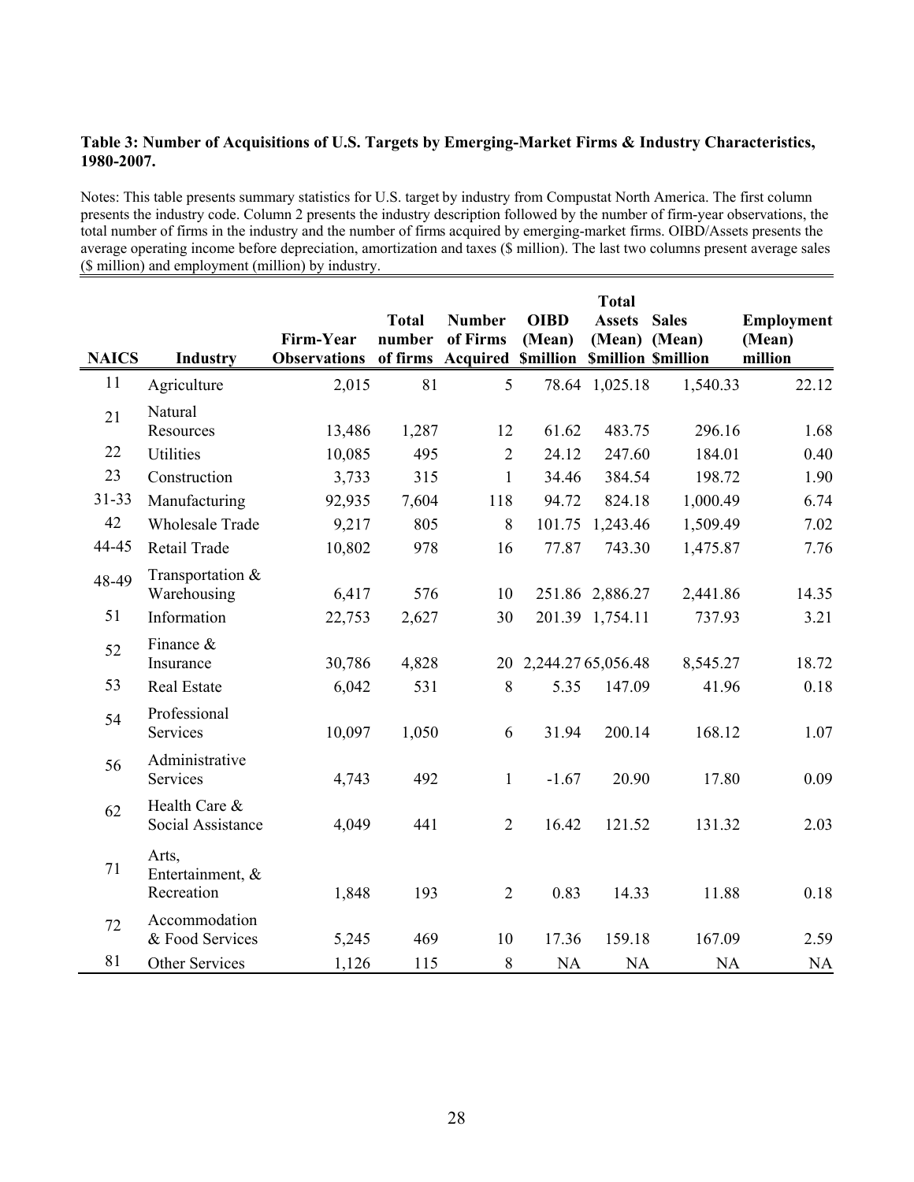**Table 3: Number of Acquisitions of U.S. Targets by Emerging-Market Firms & Industry Characteristics, 1980-2007.**

Notes: This table presents summary statistics for U.S. target by industry from Compustat North America. The first column presents the industry code. Column 2 presents the industry description followed by the number of firm-year observations, the total number of firms in the industry and the number of firms acquired by emerging-market firms. OIBD/Assets presents the average operating income before depreciation, amortization and taxes ($ million). The last two columns present average sales ($ million) and employment (million) by industry.

| NAICS | Industry | Firm-Year Observations | Total number of firms | Number of Firms Acquired | OIBD (Mean) $million | Total Assets (Mean) $million | Sales (Mean) $million | Employment (Mean) million |
|---|---|---|---|---|---|---|---|---|
| 11 | Agriculture | 2,015 | 81 | 5 | 78.64 | 1,025.18 | 1,540.33 | 22.12 |
| 21 | Natural Resources | 13,486 | 1,287 | 12 | 61.62 | 483.75 | 296.16 | 1.68 |
| 22 | Utilities | 10,085 | 495 | 2 | 24.12 | 247.60 | 184.01 | 0.40 |
| 23 | Construction | 3,733 | 315 | 1 | 34.46 | 384.54 | 198.72 | 1.90 |
| 31-33 | Manufacturing | 92,935 | 7,604 | 118 | 94.72 | 824.18 | 1,000.49 | 6.74 |
| 42 | Wholesale Trade | 9,217 | 805 | 8 | 101.75 | 1,243.46 | 1,509.49 | 7.02 |
| 44-45 | Retail Trade | 10,802 | 978 | 16 | 77.87 | 743.30 | 1,475.87 | 7.76 |
| 48-49 | Transportation & Warehousing | 6,417 | 576 | 10 | 251.86 | 2,886.27 | 2,441.86 | 14.35 |
| 51 | Information | 22,753 | 2,627 | 30 | 201.39 | 1,754.11 | 737.93 | 3.21 |
| 52 | Finance & Insurance | 30,786 | 4,828 | 20 | 2,244.27 | 65,056.48 | 8,545.27 | 18.72 |
| 53 | Real Estate | 6,042 | 531 | 8 | 5.35 | 147.09 | 41.96 | 0.18 |
| 54 | Professional Services | 10,097 | 1,050 | 6 | 31.94 | 200.14 | 168.12 | 1.07 |
| 56 | Administrative Services | 4,743 | 492 | 1 | -1.67 | 20.90 | 17.80 | 0.09 |
| 62 | Health Care & Social Assistance | 4,049 | 441 | 2 | 16.42 | 121.52 | 131.32 | 2.03 |
| 71 | Arts, Entertainment, & Recreation | 1,848 | 193 | 2 | 0.83 | 14.33 | 11.88 | 0.18 |
| 72 | Accommodation & Food Services | 5,245 | 469 | 10 | 17.36 | 159.18 | 167.09 | 2.59 |
| 81 | Other Services | 1,126 | 115 | 8 | NA | NA | NA | NA |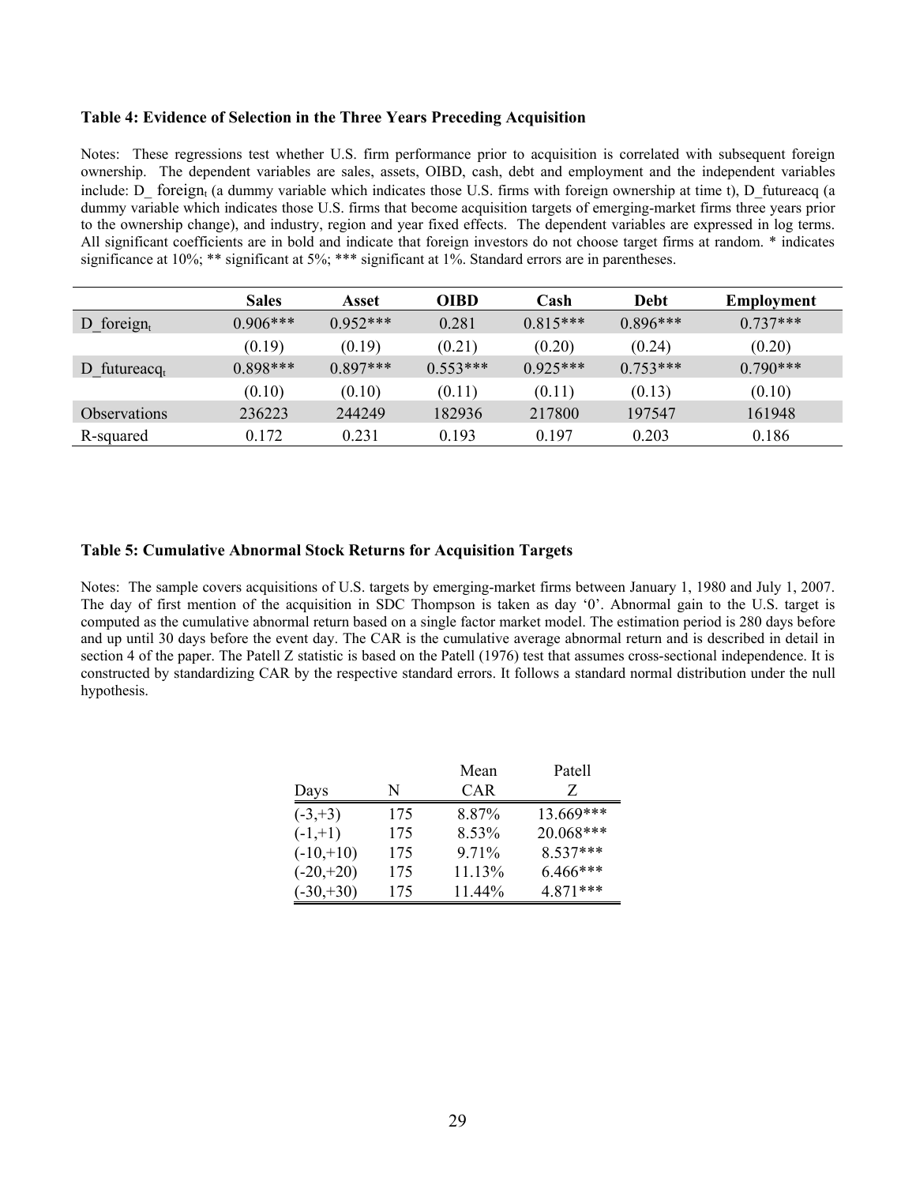**Table 4: Evidence of Selection in the Three Years Preceding Acquisition**

Notes: These regressions test whether U.S. firm performance prior to acquisition is correlated with subsequent foreign ownership. The dependent variables are sales, assets, OIBD, cash, debt and employment and the independent variables include: $D\_foreign_t$ (a dummy variable which indicates those U.S. firms with foreign ownership at time t), D_futureacq (a dummy variable which indicates those U.S. firms that become acquisition targets of emerging-market firms three years prior to the ownership change), and industry, region and year fixed effects. The dependent variables are expressed in log terms. All significant coefficients are in bold and indicate that foreign investors do not choose target firms at random. * indicates significance at 10%; ** significant at 5%; *** significant at 1%. Standard errors are in parentheses.

| | Sales | Asset | OIBD | Cash | Debt | Employment |
|---|---|---|---|---|---|---|
| $D\_foreign_t$ | 0.906*** | 0.952*** | 0.281 | 0.815*** | 0.896*** | 0.737*** |
| | (0.19) | (0.19) | (0.21) | (0.20) | (0.24) | (0.20) |
| $D\_futureacq_t$ | 0.898*** | 0.897*** | 0.553*** | 0.925*** | 0.753*** | 0.790*** |
| | (0.10) | (0.10) | (0.11) | (0.11) | (0.13) | (0.10) |
| Observations | 236223 | 244249 | 182936 | 217800 | 197547 | 161948 |
| R-squared | 0.172 | 0.231 | 0.193 | 0.197 | 0.203 | 0.186 |

**Table 5: Cumulative Abnormal Stock Returns for Acquisition Targets**

Notes: The sample covers acquisitions of U.S. targets by emerging-market firms between January 1, 1980 and July 1, 2007. The day of first mention of the acquisition in SDC Thompson is taken as day '0'. Abnormal gain to the U.S. target is computed as the cumulative abnormal return based on a single factor market model. The estimation period is 280 days before and up until 30 days before the event day. The CAR is the cumulative average abnormal return and is described in detail in section 4 of the paper. The Patell Z statistic is based on the Patell (1976) test that assumes cross-sectional independence. It is constructed by standardizing CAR by the respective standard errors. It follows a standard normal distribution under the null hypothesis.

| Days | N | Mean CAR | Patell Z |
|---|---|---|---|
| (-3,+3) | 175 | 8.87% | 13.669*** |
| (-1,+1) | 175 | 8.53% | 20.068*** |
| (-10,+10) | 175 | 9.71% | 8.537*** |
| (-20,+20) | 175 | 11.13% | 6.466*** |
| (-30,+30) | 175 | 11.44% | 4.871*** |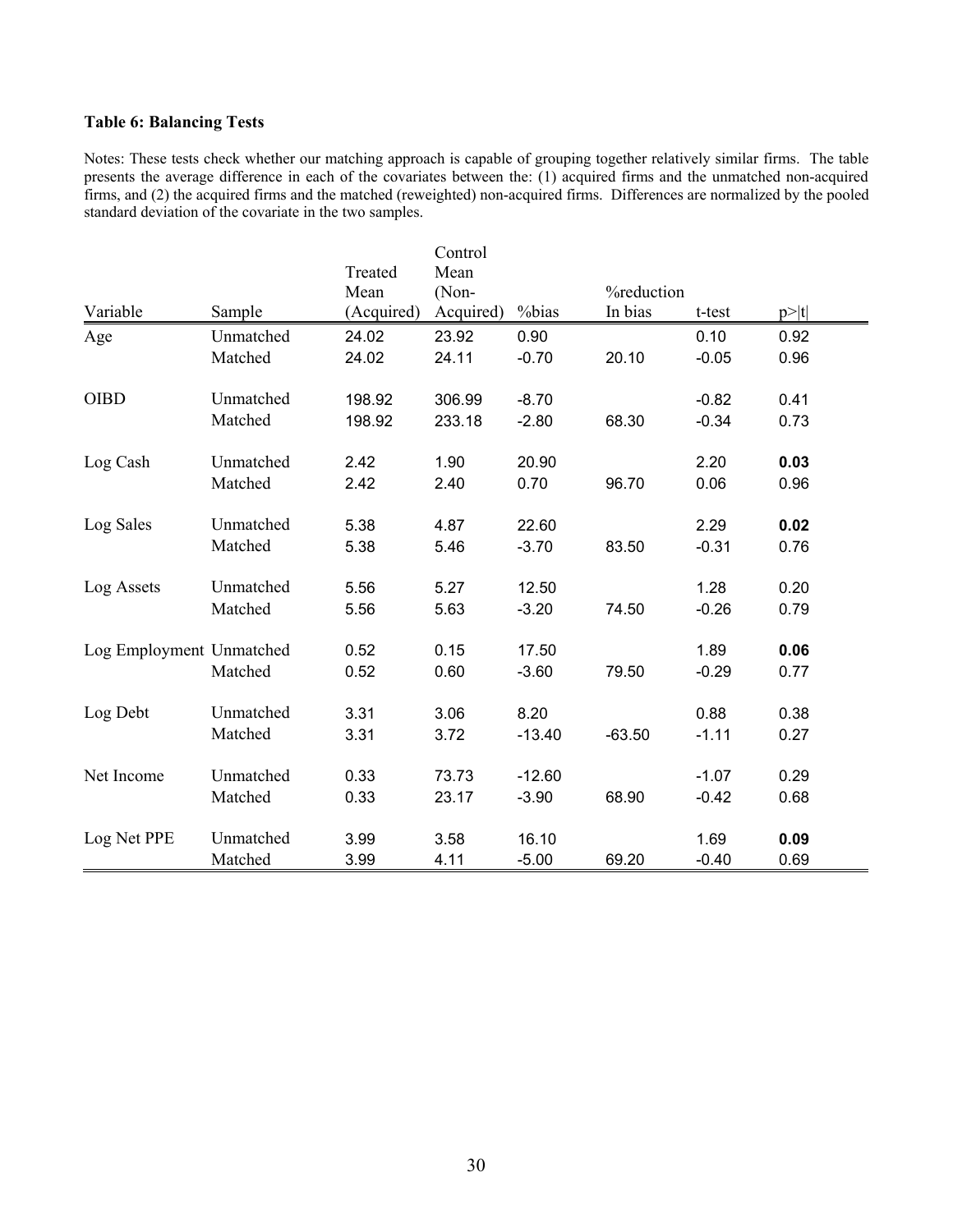**Table 6: Balancing Tests**

Notes: These tests check whether our matching approach is capable of grouping together relatively similar firms. The table presents the average difference in each of the covariates between the: (1) acquired firms and the unmatched non-acquired firms, and (2) the acquired firms and the matched (reweighted) non-acquired firms. Differences are normalized by the pooled standard deviation of the covariate in the two samples.

| Variable | Sample | Treated Mean (Acquired) | Control Mean (Non-Acquired) | %bias | %reduction In bias | t-test | p>\|t\| |
|---|---|---|---|---|---|---|---|
| Age | Unmatched | 24.02 | 23.92 | 0.90 | | 0.10 | 0.92 |
| | Matched | 24.02 | 24.11 | -0.70 | 20.10 | -0.05 | 0.96 |
| OIBD | Unmatched | 198.92 | 306.99 | -8.70 | | -0.82 | 0.41 |
| | Matched | 198.92 | 233.18 | -2.80 | 68.30 | -0.34 | 0.73 |
| Log Cash | Unmatched | 2.42 | 1.90 | 20.90 | | 2.20 | **0.03** |
| | Matched | 2.42 | 2.40 | 0.70 | 96.70 | 0.06 | 0.96 |
| Log Sales | Unmatched | 5.38 | 4.87 | 22.60 | | 2.29 | **0.02** |
| | Matched | 5.38 | 5.46 | -3.70 | 83.50 | -0.31 | 0.76 |
| Log Assets | Unmatched | 5.56 | 5.27 | 12.50 | | 1.28 | 0.20 |
| | Matched | 5.56 | 5.63 | -3.20 | 74.50 | -0.26 | 0.79 |
| Log Employment | Unmatched | 0.52 | 0.15 | 17.50 | | 1.89 | **0.06** |
| | Matched | 0.52 | 0.60 | -3.60 | 79.50 | -0.29 | 0.77 |
| Log Debt | Unmatched | 3.31 | 3.06 | 8.20 | | 0.88 | 0.38 |
| | Matched | 3.31 | 3.72 | -13.40 | -63.50 | -1.11 | 0.27 |
| Net Income | Unmatched | 0.33 | 73.73 | -12.60 | | -1.07 | 0.29 |
| | Matched | 0.33 | 23.17 | -3.90 | 68.90 | -0.42 | 0.68 |
| Log Net PPE | Unmatched | 3.99 | 3.58 | 16.10 | | 1.69 | **0.09** |
| | Matched | 3.99 | 4.11 | -5.00 | 69.20 | -0.40 | 0.69 |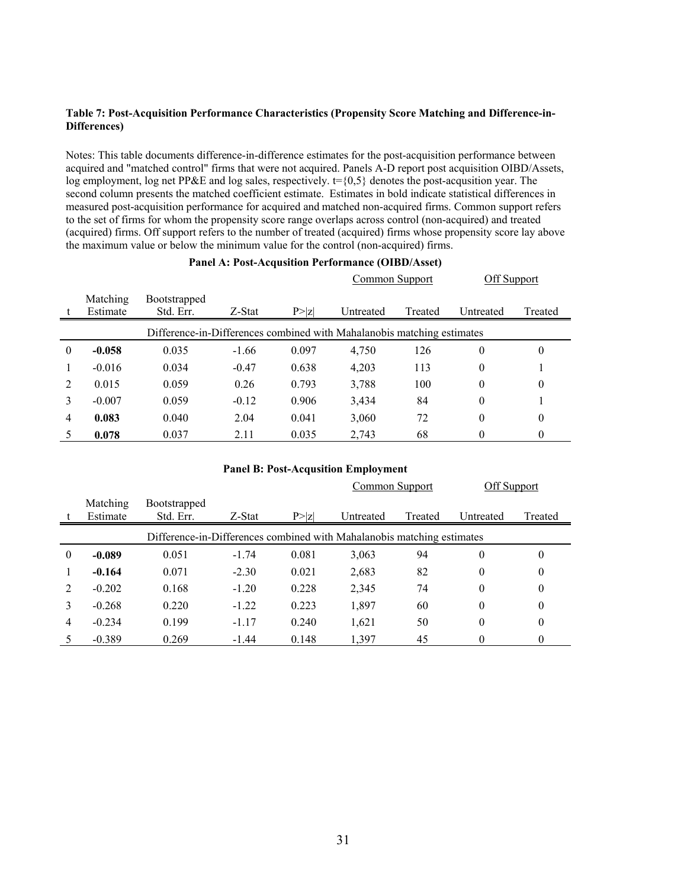**Table 7: Post-Acquisition Performance Characteristics (Propensity Score Matching and Difference-in-Differences)**

Notes: This table documents difference-in-difference estimates for the post-acquisition performance between acquired and "matched control" firms that were not acquired. Panels A-D report post acquisition OIBD/Assets, log employment, log net PP&E and log sales, respectively. t={0,5} denotes the post-acqusition year. The second column presents the matched coefficient estimate. Estimates in bold indicate statistical differences in measured post-acquisition performance for acquired and matched non-acquired firms. Common support refers to the set of firms for whom the propensity score range overlaps across control (non-acquired) and treated (acquired) firms. Off support refers to the number of treated (acquired) firms whose propensity score lay above the maximum value or below the minimum value for the control (non-acquired) firms.

**Panel A: Post-Acqusition Performance (OIBD/Asset)**

| | | | | | Common Support | | Off Support | |
|---|---|---|---|---|---|---|---|---|
| t | Matching Estimate | Bootstrapped Std. Err. | Z-Stat | P>\|z\| | Untreated | Treated | Untreated | Treated |
| | Difference-in-Differences combined with Mahalanobis matching estimates | | | | | | | |
| 0 | **-0.058** | 0.035 | -1.66 | 0.097 | 4,750 | 126 | 0 | 0 |
| 1 | -0.016 | 0.034 | -0.47 | 0.638 | 4,203 | 113 | 0 | 1 |
| 2 | 0.015 | 0.059 | 0.26 | 0.793 | 3,788 | 100 | 0 | 0 |
| 3 | -0.007 | 0.059 | -0.12 | 0.906 | 3,434 | 84 | 0 | 1 |
| 4 | **0.083** | 0.040 | 2.04 | 0.041 | 3,060 | 72 | 0 | 0 |
| 5 | **0.078** | 0.037 | 2.11 | 0.035 | 2,743 | 68 | 0 | 0 |

**Panel B: Post-Acqusition Employment**

| | | | | | Common Support | | Off Support | |
|---|---|---|---|---|---|---|---|---|
| t | Matching Estimate | Bootstrapped Std. Err. | Z-Stat | P>\|z\| | Untreated | Treated | Untreated | Treated |
| | Difference-in-Differences combined with Mahalanobis matching estimates | | | | | | | |
| 0 | **-0.089** | 0.051 | -1.74 | 0.081 | 3,063 | 94 | 0 | 0 |
| 1 | **-0.164** | 0.071 | -2.30 | 0.021 | 2,683 | 82 | 0 | 0 |
| 2 | -0.202 | 0.168 | -1.20 | 0.228 | 2,345 | 74 | 0 | 0 |
| 3 | -0.268 | 0.220 | -1.22 | 0.223 | 1,897 | 60 | 0 | 0 |
| 4 | -0.234 | 0.199 | -1.17 | 0.240 | 1,621 | 50 | 0 | 0 |
| 5 | -0.389 | 0.269 | -1.44 | 0.148 | 1,397 | 45 | 0 | 0 |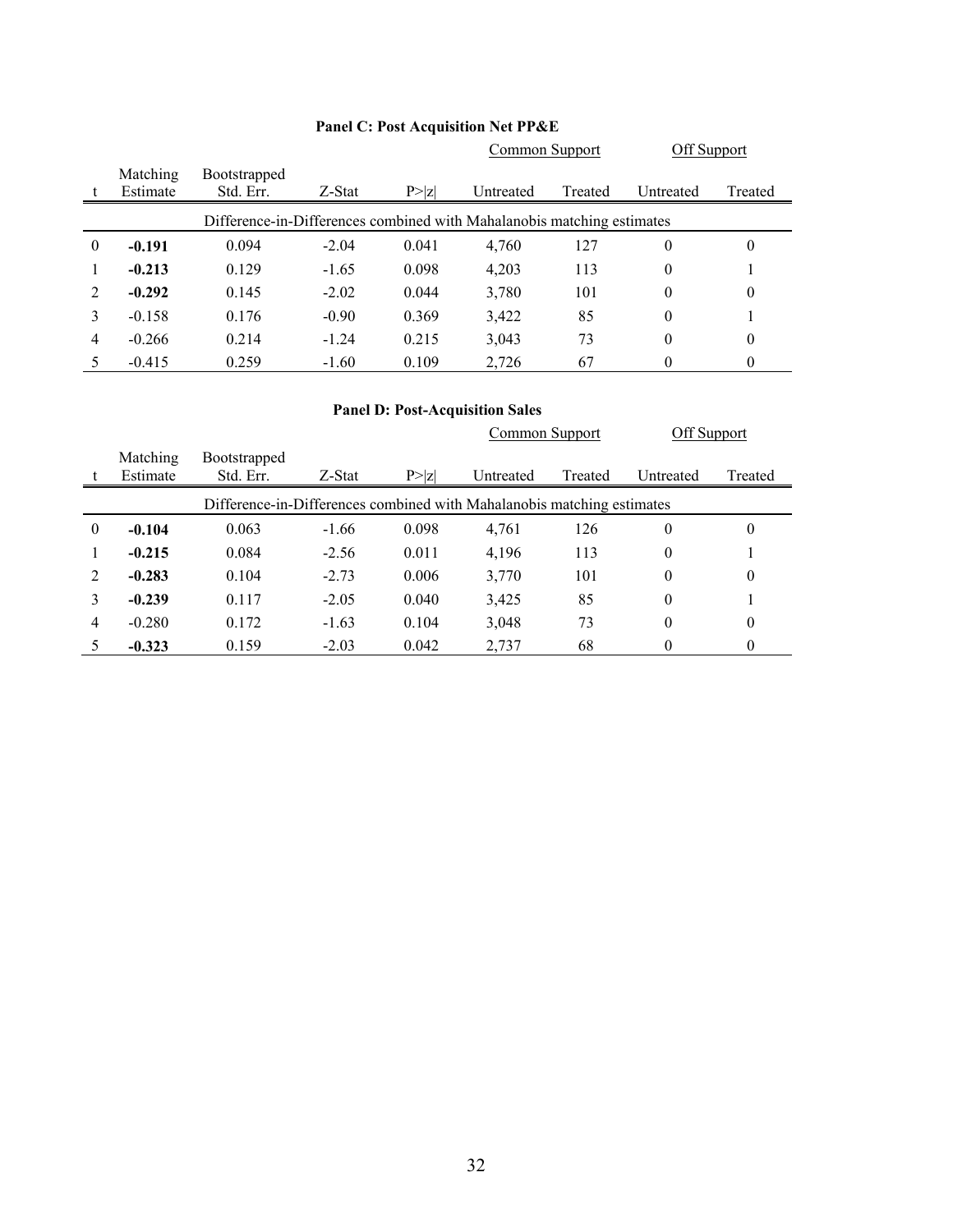**Panel C: Post Acquisition Net PP&E**

| t | Matching Estimate | Bootstrapped Std. Err. | Z-Stat | P>\|z\| | Common Support Untreated | Common Support Treated | Off Support Untreated | Off Support Treated |
|---|---|---|---|---|---|---|---|---|
| | | Difference-in-Differences combined with Mahalanobis matching estimates | | | | | | |
| 0 | **-0.191** | 0.094 | -2.04 | 0.041 | 4,760 | 127 | 0 | 0 |
| 1 | **-0.213** | 0.129 | -1.65 | 0.098 | 4,203 | 113 | 0 | 1 |
| 2 | **-0.292** | 0.145 | -2.02 | 0.044 | 3,780 | 101 | 0 | 0 |
| 3 | -0.158 | 0.176 | -0.90 | 0.369 | 3,422 | 85 | 0 | 1 |
| 4 | -0.266 | 0.214 | -1.24 | 0.215 | 3,043 | 73 | 0 | 0 |
| 5 | -0.415 | 0.259 | -1.60 | 0.109 | 2,726 | 67 | 0 | 0 |

**Panel D: Post-Acquisition Sales**

| t | Matching Estimate | Bootstrapped Std. Err. | Z-Stat | P>\|z\| | Common Support Untreated | Common Support Treated | Off Support Untreated | Off Support Treated |
|---|---|---|---|---|---|---|---|---|
| | | Difference-in-Differences combined with Mahalanobis matching estimates | | | | | | |
| 0 | **-0.104** | 0.063 | -1.66 | 0.098 | 4,761 | 126 | 0 | 0 |
| 1 | **-0.215** | 0.084 | -2.56 | 0.011 | 4,196 | 113 | 0 | 1 |
| 2 | **-0.283** | 0.104 | -2.73 | 0.006 | 3,770 | 101 | 0 | 0 |
| 3 | **-0.239** | 0.117 | -2.05 | 0.040 | 3,425 | 85 | 0 | 1 |
| 4 | -0.280 | 0.172 | -1.63 | 0.104 | 3,048 | 73 | 0 | 0 |
| 5 | **-0.323** | 0.159 | -2.03 | 0.042 | 2,737 | 68 | 0 | 0 |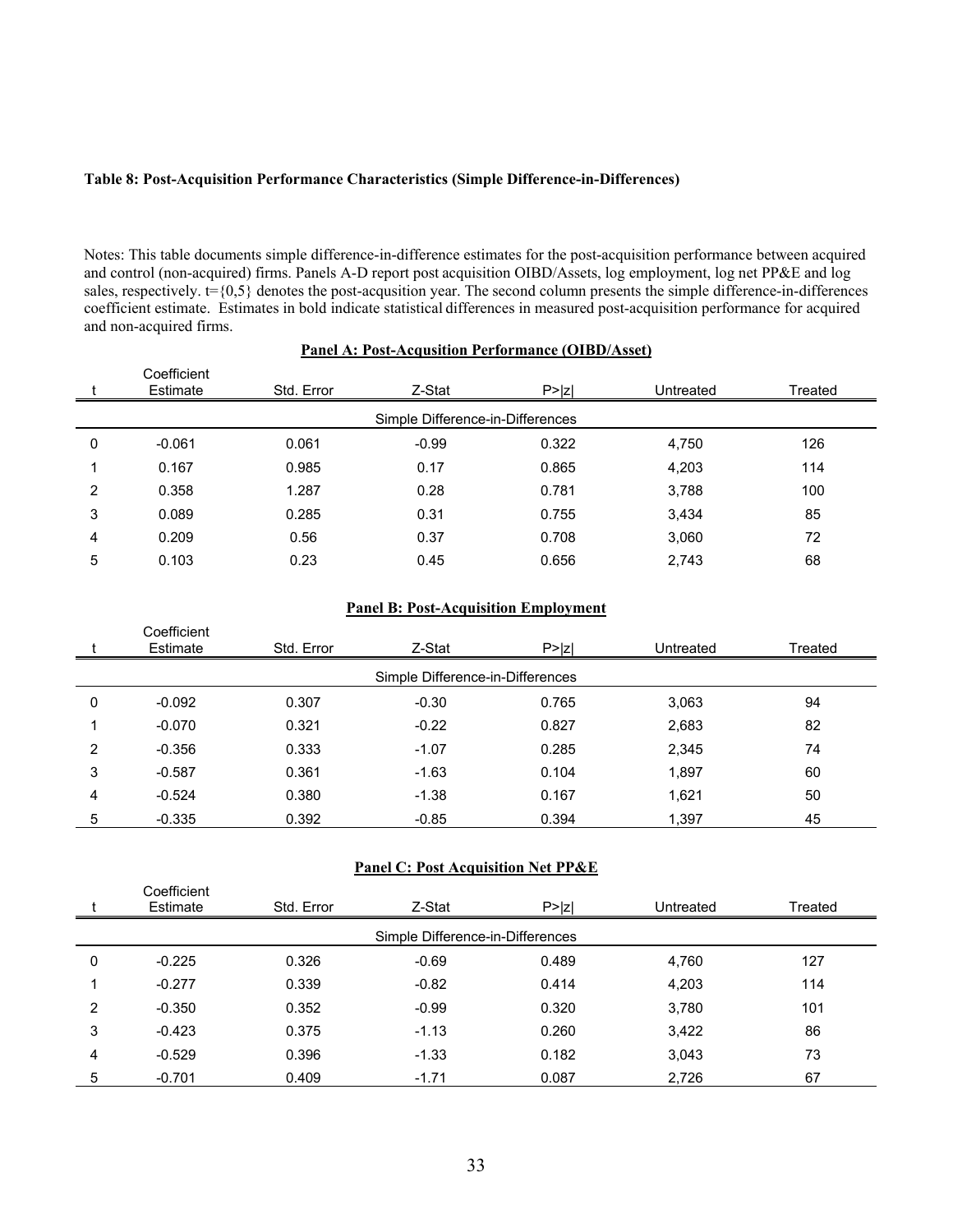**Table 8: Post-Acquisition Performance Characteristics (Simple Difference-in-Differences)**

Notes: This table documents simple difference-in-difference estimates for the post-acquisition performance between acquired and control (non-acquired) firms. Panels A-D report post acquisition OIBD/Assets, log employment, log net PP&E and log sales, respectively. t={0,5} denotes the post-acqusition year. The second column presents the simple difference-in-differences coefficient estimate. Estimates in bold indicate statistical differences in measured post-acquisition performance for acquired and non-acquired firms.

**Panel A: Post-Acqusition Performance (OIBD/Asset)**

| t | Coefficient Estimate | Std. Error | Z-Stat | P>\|z\| | Untreated | Treated |
|---|---|---|---|---|---|---|
| | | | Simple Difference-in-Differences | | | |
| 0 | -0.061 | 0.061 | -0.99 | 0.322 | 4,750 | 126 |
| 1 | 0.167 | 0.985 | 0.17 | 0.865 | 4,203 | 114 |
| 2 | 0.358 | 1.287 | 0.28 | 0.781 | 3,788 | 100 |
| 3 | 0.089 | 0.285 | 0.31 | 0.755 | 3,434 | 85 |
| 4 | 0.209 | 0.56 | 0.37 | 0.708 | 3,060 | 72 |
| 5 | 0.103 | 0.23 | 0.45 | 0.656 | 2,743 | 68 |

**Panel B: Post-Acquisition Employment**

| t | Coefficient Estimate | Std. Error | Z-Stat | P>\|z\| | Untreated | Treated |
|---|---|---|---|---|---|---|
| | | | Simple Difference-in-Differences | | | |
| 0 | -0.092 | 0.307 | -0.30 | 0.765 | 3,063 | 94 |
| 1 | -0.070 | 0.321 | -0.22 | 0.827 | 2,683 | 82 |
| 2 | -0.356 | 0.333 | -1.07 | 0.285 | 2,345 | 74 |
| 3 | -0.587 | 0.361 | -1.63 | 0.104 | 1,897 | 60 |
| 4 | -0.524 | 0.380 | -1.38 | 0.167 | 1,621 | 50 |
| 5 | -0.335 | 0.392 | -0.85 | 0.394 | 1,397 | 45 |

**Panel C: Post Acquisition Net PP&E**

| t | Coefficient Estimate | Std. Error | Z-Stat | P>\|z\| | Untreated | Treated |
|---|---|---|---|---|---|---|
| | | | Simple Difference-in-Differences | | | |
| 0 | -0.225 | 0.326 | -0.69 | 0.489 | 4,760 | 127 |
| 1 | -0.277 | 0.339 | -0.82 | 0.414 | 4,203 | 114 |
| 2 | -0.350 | 0.352 | -0.99 | 0.320 | 3,780 | 101 |
| 3 | -0.423 | 0.375 | -1.13 | 0.260 | 3,422 | 86 |
| 4 | -0.529 | 0.396 | -1.33 | 0.182 | 3,043 | 73 |
| 5 | -0.701 | 0.409 | -1.71 | 0.087 | 2,726 | 67 |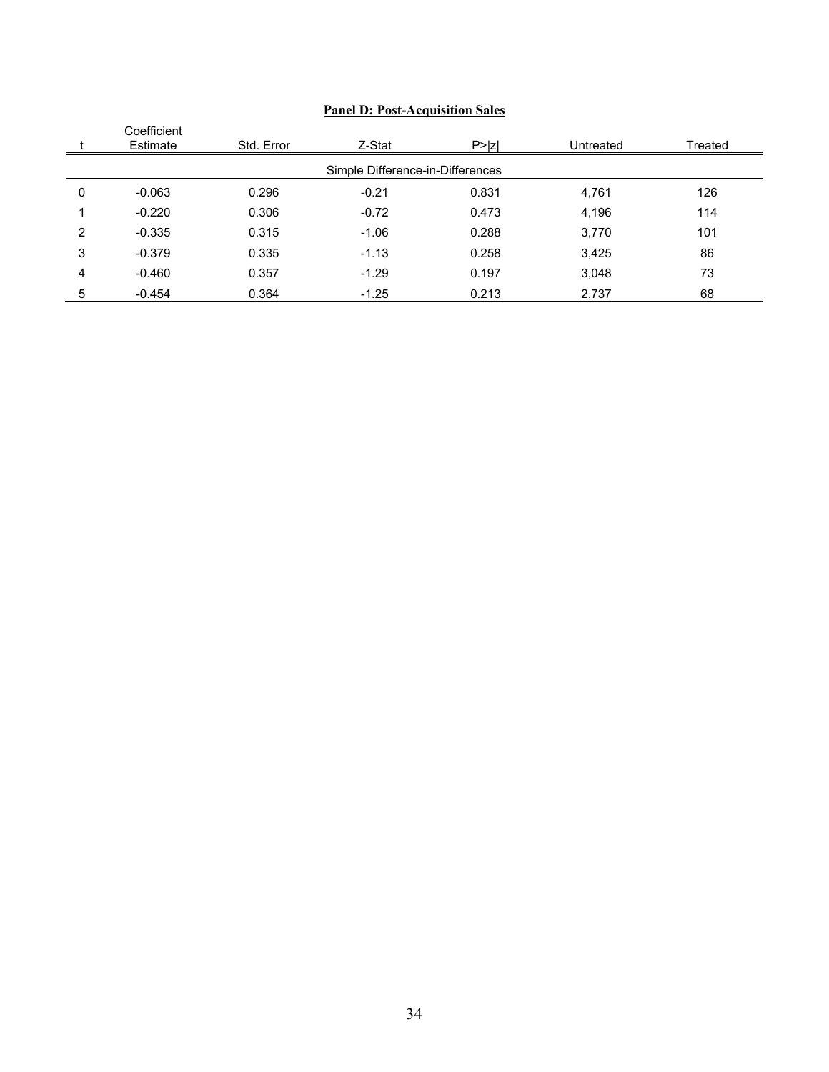**Panel D: Post-Acquisition Sales**

| t | Coefficient Estimate | Std. Error | Z-Stat | P>\|z\| | Untreated | Treated |
|---|---|---|---|---|---|---|
| | | | Simple Difference-in-Differences | | | |
| 0 | -0.063 | 0.296 | -0.21 | 0.831 | 4,761 | 126 |
| 1 | -0.220 | 0.306 | -0.72 | 0.473 | 4,196 | 114 |
| 2 | -0.335 | 0.315 | -1.06 | 0.288 | 3,770 | 101 |
| 3 | -0.379 | 0.335 | -1.13 | 0.258 | 3,425 | 86 |
| 4 | -0.460 | 0.357 | -1.29 | 0.197 | 3,048 | 73 |
| 5 | -0.454 | 0.364 | -1.25 | 0.213 | 2,737 | 68 |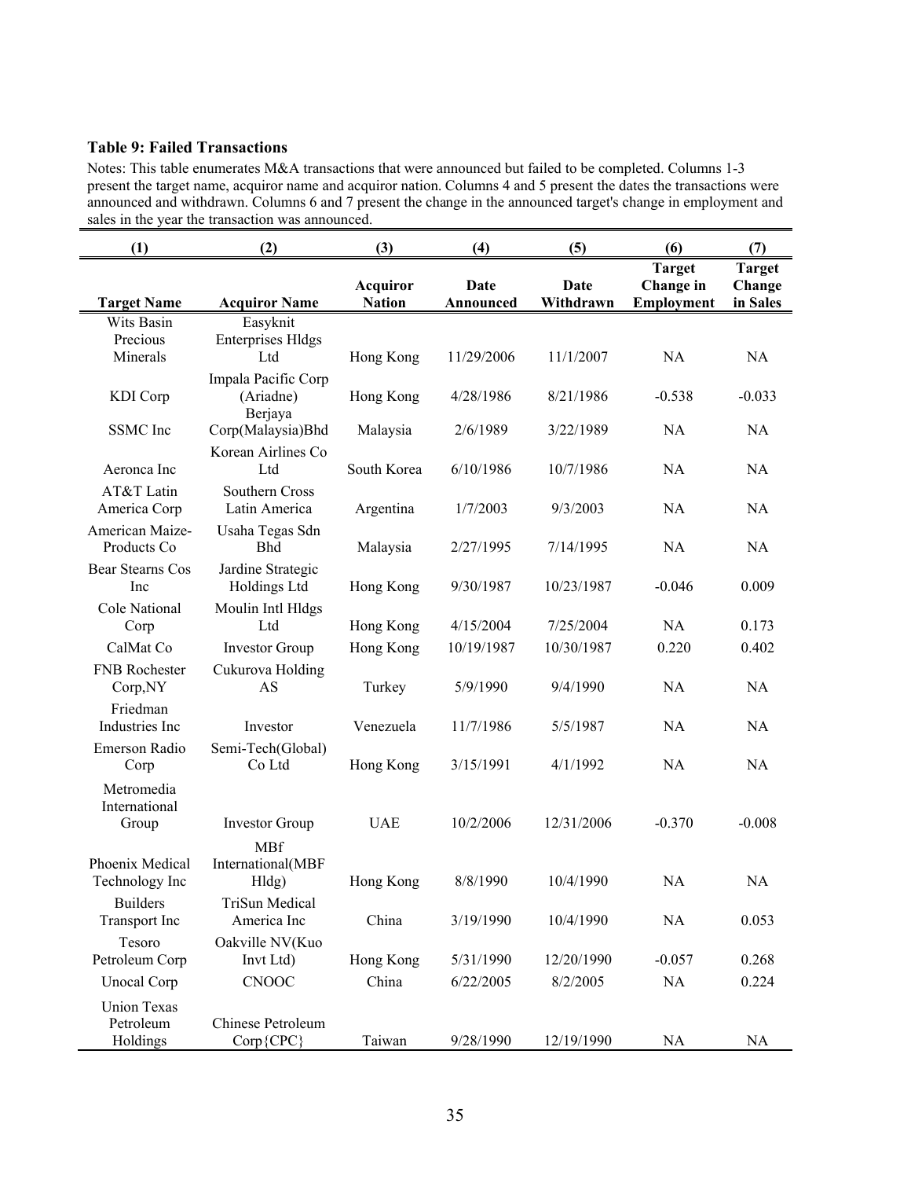### Table 9: Failed Transactions

Notes: This table enumerates M&A transactions that were announced but failed to be completed. Columns 1-3 present the target name, acquiror name and acquiror nation. Columns 4 and 5 present the dates the transactions were announced and withdrawn. Columns 6 and 7 present the change in the announced target's change in employment and sales in the year the transaction was announced.

| (1) | (2) | (3) | (4) | (5) | (6) | (7) |
|---|---|---|---|---|---|---|
| Target Name | Acquiror Name | Acquiror Nation | Date Announced | Date Withdrawn | Target Change in Employment | Target Change in Sales |
| Wits Basin Precious Minerals | Easyknit Enterprises Hldgs Ltd | Hong Kong | 11/29/2006 | 11/1/2007 | NA | NA |
| KDI Corp | Impala Pacific Corp (Ariadne) | Hong Kong | 4/28/1986 | 8/21/1986 | -0.538 | -0.033 |
| SSMC Inc | Berjaya Corp(Malaysia)Bhd | Malaysia | 2/6/1989 | 3/22/1989 | NA | NA |
| Aeronca Inc | Korean Airlines Co Ltd | South Korea | 6/10/1986 | 10/7/1986 | NA | NA |
| AT&T Latin America Corp | Southern Cross Latin America | Argentina | 1/7/2003 | 9/3/2003 | NA | NA |
| American Maize-Products Co | Usaha Tegas Sdn Bhd | Malaysia | 2/27/1995 | 7/14/1995 | NA | NA |
| Bear Stearns Cos Inc | Jardine Strategic Holdings Ltd | Hong Kong | 9/30/1987 | 10/23/1987 | -0.046 | 0.009 |
| Cole National Corp | Moulin Intl Hldgs Ltd | Hong Kong | 4/15/2004 | 7/25/2004 | NA | 0.173 |
| CalMat Co | Investor Group | Hong Kong | 10/19/1987 | 10/30/1987 | 0.220 | 0.402 |
| FNB Rochester Corp,NY | Cukurova Holding AS | Turkey | 5/9/1990 | 9/4/1990 | NA | NA |
| Friedman Industries Inc | Investor | Venezuela | 11/7/1986 | 5/5/1987 | NA | NA |
| Emerson Radio Corp | Semi-Tech(Global) Co Ltd | Hong Kong | 3/15/1991 | 4/1/1992 | NA | NA |
| Metromedia International Group | Investor Group | UAE | 10/2/2006 | 12/31/2006 | -0.370 | -0.008 |
| Phoenix Medical Technology Inc | MBf International(MBF Hldg) | Hong Kong | 8/8/1990 | 10/4/1990 | NA | NA |
| Builders Transport Inc | TriSun Medical America Inc | China | 3/19/1990 | 10/4/1990 | NA | 0.053 |
| Tesoro Petroleum Corp | Oakville NV(Kuo Invt Ltd) | Hong Kong | 5/31/1990 | 12/20/1990 | -0.057 | 0.268 |
| Unocal Corp | CNOOC | China | 6/22/2005 | 8/2/2005 | NA | 0.224 |
| Union Texas Petroleum Holdings | Chinese Petroleum Corp{CPC} | Taiwan | 9/28/1990 | 12/19/1990 | NA | NA |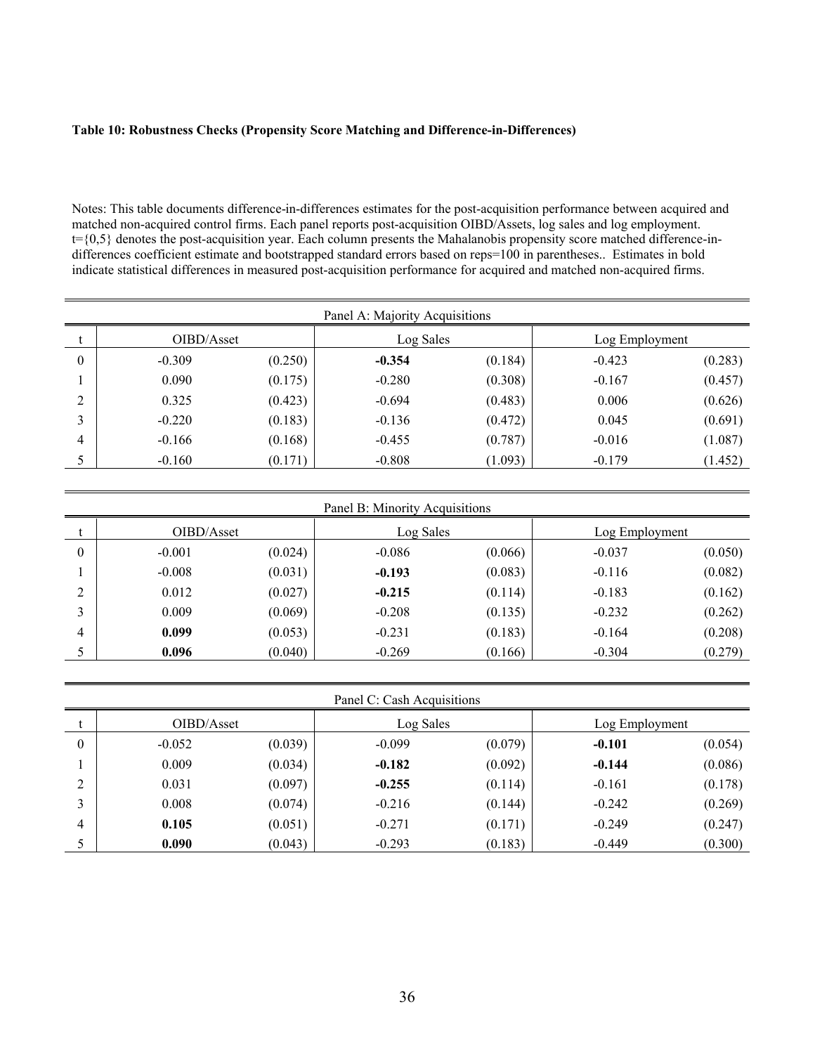**Table 10: Robustness Checks (Propensity Score Matching and Difference-in-Differences)**

Notes: This table documents difference-in-differences estimates for the post-acquisition performance between acquired and matched non-acquired control firms. Each panel reports post-acquisition OIBD/Assets, log sales and log employment. t={0,5} denotes the post-acquisition year. Each column presents the Mahalanobis propensity score matched difference-in-differences coefficient estimate and bootstrapped standard errors based on reps=100 in parentheses.. Estimates in bold indicate statistical differences in measured post-acquisition performance for acquired and matched non-acquired firms.

| Panel A: Majority Acquisitions | | | | | | |
|---|---|---|---|---|---|---|
| t | OIBD/Asset | | Log Sales | | Log Employment | |
| 0 | -0.309 | (0.250) | **-0.354** | (0.184) | -0.423 | (0.283) |
| 1 | 0.090 | (0.175) | -0.280 | (0.308) | -0.167 | (0.457) |
| 2 | 0.325 | (0.423) | -0.694 | (0.483) | 0.006 | (0.626) |
| 3 | -0.220 | (0.183) | -0.136 | (0.472) | 0.045 | (0.691) |
| 4 | -0.166 | (0.168) | -0.455 | (0.787) | -0.016 | (1.087) |
| 5 | -0.160 | (0.171) | -0.808 | (1.093) | -0.179 | (1.452) |

| Panel B: Minority Acquisitions | | | | | | |
|---|---|---|---|---|---|---|
| t | OIBD/Asset | | Log Sales | | Log Employment | |
| 0 | -0.001 | (0.024) | -0.086 | (0.066) | -0.037 | (0.050) |
| 1 | -0.008 | (0.031) | **-0.193** | (0.083) | -0.116 | (0.082) |
| 2 | 0.012 | (0.027) | **-0.215** | (0.114) | -0.183 | (0.162) |
| 3 | 0.009 | (0.069) | -0.208 | (0.135) | -0.232 | (0.262) |
| 4 | **0.099** | (0.053) | -0.231 | (0.183) | -0.164 | (0.208) |
| 5 | **0.096** | (0.040) | -0.269 | (0.166) | -0.304 | (0.279) |

| Panel C: Cash Acquisitions | | | | | | |
|---|---|---|---|---|---|---|
| t | OIBD/Asset | | Log Sales | | Log Employment | |
| 0 | -0.052 | (0.039) | -0.099 | (0.079) | **-0.101** | (0.054) |
| 1 | 0.009 | (0.034) | **-0.182** | (0.092) | **-0.144** | (0.086) |
| 2 | 0.031 | (0.097) | **-0.255** | (0.114) | -0.161 | (0.178) |
| 3 | 0.008 | (0.074) | -0.216 | (0.144) | -0.242 | (0.269) |
| 4 | **0.105** | (0.051) | -0.271 | (0.171) | -0.249 | (0.247) |
| 5 | **0.090** | (0.043) | -0.293 | (0.183) | -0.449 | (0.300) |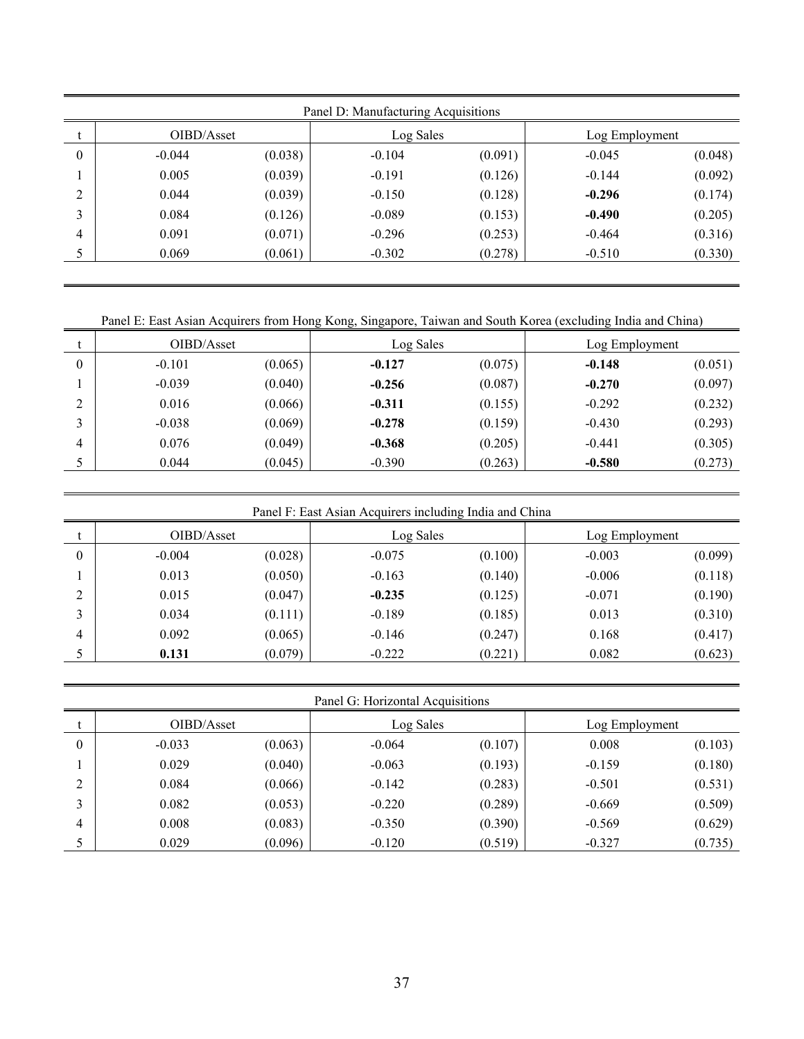Panel D: Manufacturing Acquisitions

| t | OIBD/Asset | | Log Sales | | Log Employment | |
|---|---|---|---|---|---|---|
| 0 | -0.044 | (0.038) | -0.104 | (0.091) | -0.045 | (0.048) |
| 1 | 0.005 | (0.039) | -0.191 | (0.126) | -0.144 | (0.092) |
| 2 | 0.044 | (0.039) | -0.150 | (0.128) | **-0.296** | (0.174) |
| 3 | 0.084 | (0.126) | -0.089 | (0.153) | **-0.490** | (0.205) |
| 4 | 0.091 | (0.071) | -0.296 | (0.253) | -0.464 | (0.316) |
| 5 | 0.069 | (0.061) | -0.302 | (0.278) | -0.510 | (0.330) |

Panel E: East Asian Acquirers from Hong Kong, Singapore, Taiwan and South Korea (excluding India and China)

| t | OIBD/Asset | | Log Sales | | Log Employment | |
|---|---|---|---|---|---|---|
| 0 | -0.101 | (0.065) | **-0.127** | (0.075) | **-0.148** | (0.051) |
| 1 | -0.039 | (0.040) | **-0.256** | (0.087) | **-0.270** | (0.097) |
| 2 | 0.016 | (0.066) | **-0.311** | (0.155) | -0.292 | (0.232) |
| 3 | -0.038 | (0.069) | **-0.278** | (0.159) | -0.430 | (0.293) |
| 4 | 0.076 | (0.049) | **-0.368** | (0.205) | -0.441 | (0.305) |
| 5 | 0.044 | (0.045) | -0.390 | (0.263) | **-0.580** | (0.273) |

Panel F: East Asian Acquirers including India and China

| t | OIBD/Asset | | Log Sales | | Log Employment | |
|---|---|---|---|---|---|---|
| 0 | -0.004 | (0.028) | -0.075 | (0.100) | -0.003 | (0.099) |
| 1 | 0.013 | (0.050) | -0.163 | (0.140) | -0.006 | (0.118) |
| 2 | 0.015 | (0.047) | **-0.235** | (0.125) | -0.071 | (0.190) |
| 3 | 0.034 | (0.111) | -0.189 | (0.185) | 0.013 | (0.310) |
| 4 | 0.092 | (0.065) | -0.146 | (0.247) | 0.168 | (0.417) |
| 5 | **0.131** | (0.079) | -0.222 | (0.221) | 0.082 | (0.623) |

Panel G: Horizontal Acquisitions

| t | OIBD/Asset | | Log Sales | | Log Employment | |
|---|---|---|---|---|---|---|
| 0 | -0.033 | (0.063) | -0.064 | (0.107) | 0.008 | (0.103) |
| 1 | 0.029 | (0.040) | -0.063 | (0.193) | -0.159 | (0.180) |
| 2 | 0.084 | (0.066) | -0.142 | (0.283) | -0.501 | (0.531) |
| 3 | 0.082 | (0.053) | -0.220 | (0.289) | -0.669 | (0.509) |
| 4 | 0.008 | (0.083) | -0.350 | (0.390) | -0.569 | (0.629) |
| 5 | 0.029 | (0.096) | -0.120 | (0.519) | -0.327 | (0.735) |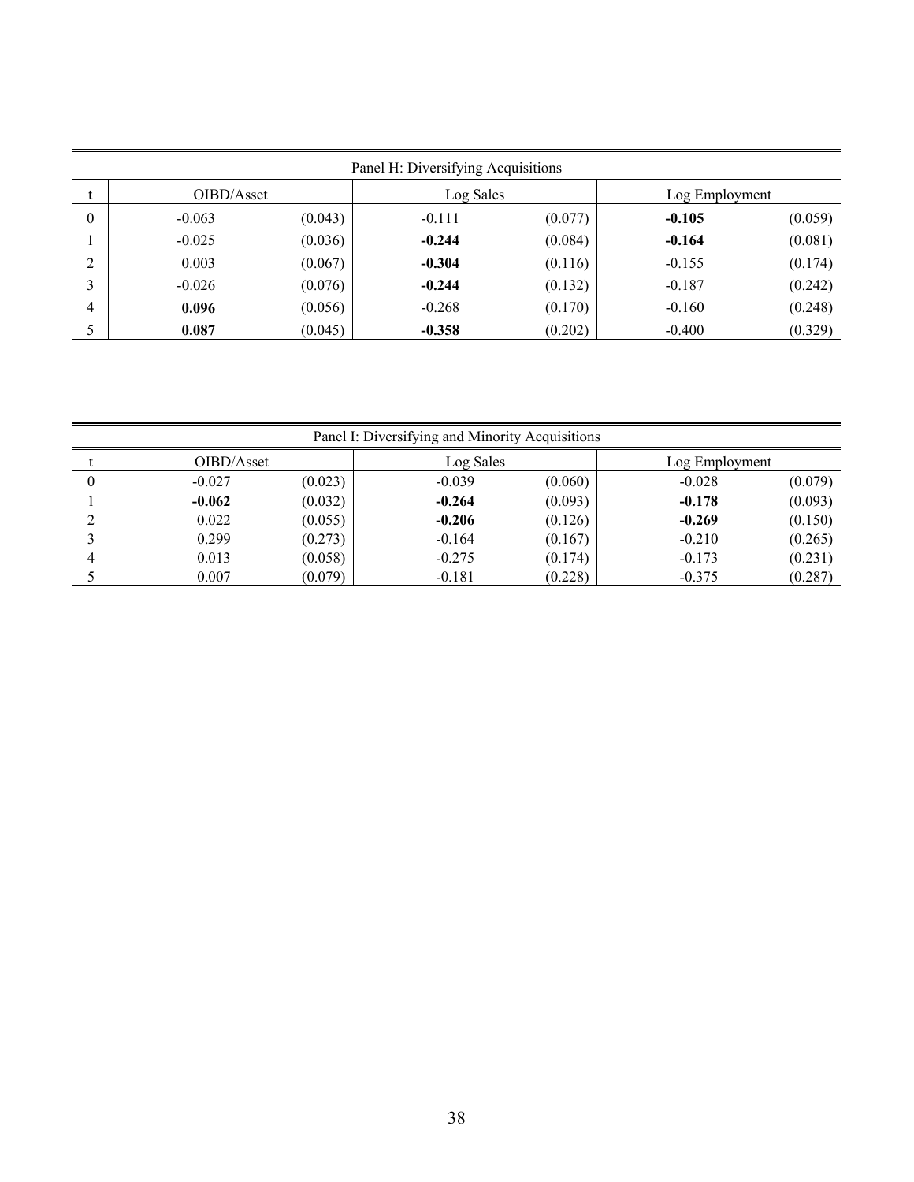| Panel H: Diversifying Acquisitions | | | | | | |
|---|---|---|---|---|---|---|
| t | OIBD/Asset | | Log Sales | | Log Employment | |
| 0 | -0.063 | (0.043) | -0.111 | (0.077) | **-0.105** | (0.059) |
| 1 | -0.025 | (0.036) | **-0.244** | (0.084) | **-0.164** | (0.081) |
| 2 | 0.003 | (0.067) | **-0.304** | (0.116) | -0.155 | (0.174) |
| 3 | -0.026 | (0.076) | **-0.244** | (0.132) | -0.187 | (0.242) |
| 4 | **0.096** | (0.056) | -0.268 | (0.170) | -0.160 | (0.248) |
| 5 | **0.087** | (0.045) | **-0.358** | (0.202) | -0.400 | (0.329) |

| Panel I: Diversifying and Minority Acquisitions | | | | | | |
|---|---|---|---|---|---|---|
| t | OIBD/Asset | | Log Sales | | Log Employment | |
| 0 | -0.027 | (0.023) | -0.039 | (0.060) | -0.028 | (0.079) |
| 1 | **-0.062** | (0.032) | **-0.264** | (0.093) | **-0.178** | (0.093) |
| 2 | 0.022 | (0.055) | **-0.206** | (0.126) | **-0.269** | (0.150) |
| 3 | 0.299 | (0.273) | -0.164 | (0.167) | -0.210 | (0.265) |
| 4 | 0.013 | (0.058) | -0.275 | (0.174) | -0.173 | (0.231) |
| 5 | 0.007 | (0.079) | -0.181 | (0.228) | -0.375 | (0.287) |